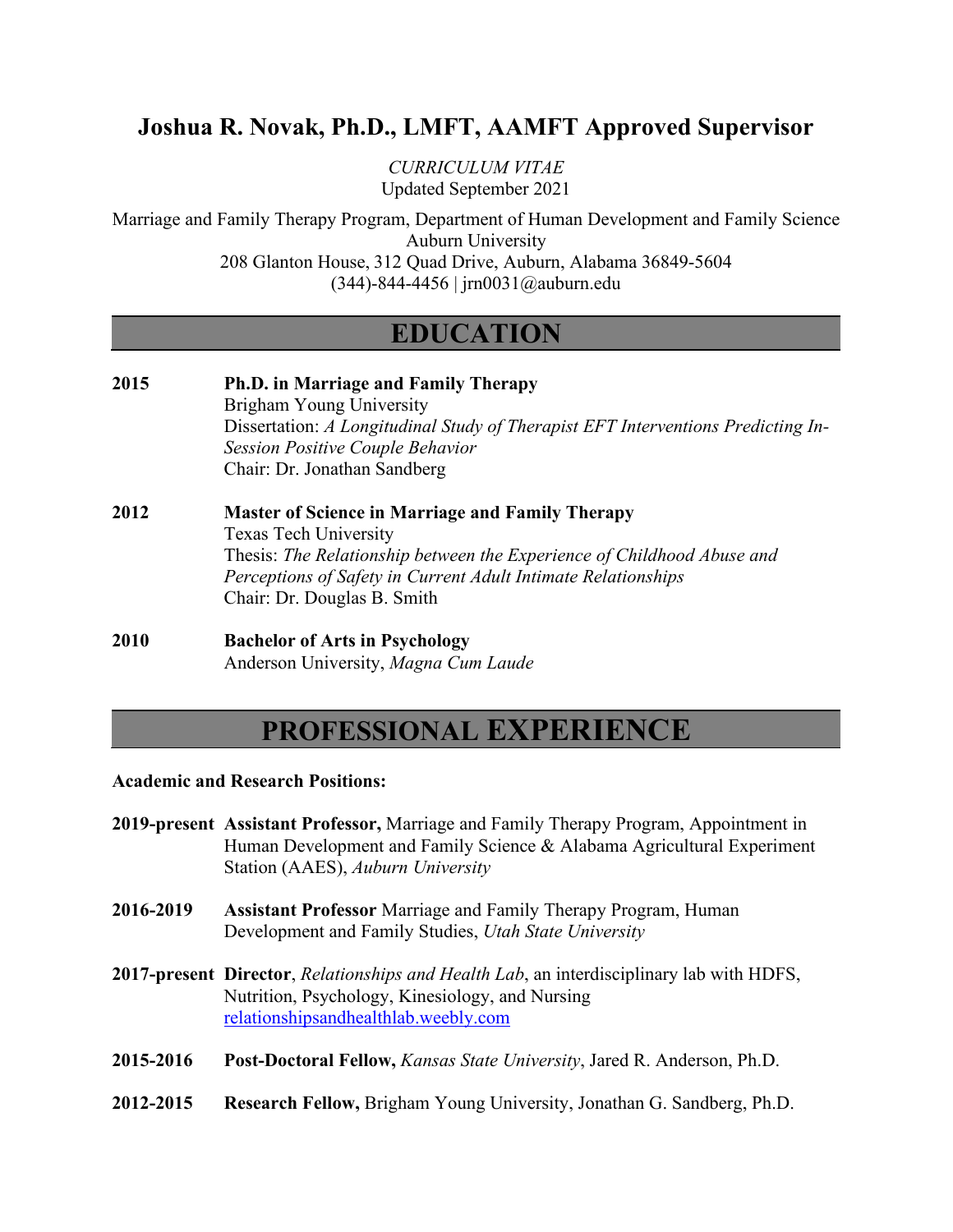# Joshua R. Novak, Ph.D., LMFT, AAMFT Approved Supervisor

*CURRICULUM VITAE*
Updated September 2021

Marriage and Family Therapy Program, Department of Human Development and Family Science
Auburn University
208 Glanton House, 312 Quad Drive, Auburn, Alabama 36849-5604
(344)-844-4456 | jrn0031@auburn.edu

## EDUCATION

**2015** **Ph.D. in Marriage and Family Therapy**
Brigham Young University
Dissertation: *A Longitudinal Study of Therapist EFT Interventions Predicting In-Session Positive Couple Behavior*
Chair: Dr. Jonathan Sandberg

**2012** **Master of Science in Marriage and Family Therapy**
Texas Tech University
Thesis: *The Relationship between the Experience of Childhood Abuse and Perceptions of Safety in Current Adult Intimate Relationships*
Chair: Dr. Douglas B. Smith

**2010** **Bachelor of Arts in Psychology**
Anderson University, *Magna Cum Laude*

## PROFESSIONAL EXPERIENCE

**Academic and Research Positions:**

**2019-present** **Assistant Professor,** Marriage and Family Therapy Program, Appointment in Human Development and Family Science & Alabama Agricultural Experiment Station (AAES), *Auburn University*

**2016-2019** **Assistant Professor** Marriage and Family Therapy Program, Human Development and Family Studies, *Utah State University*

**2017-present** **Director**, *Relationships and Health Lab*, an interdisciplinary lab with HDFS, Nutrition, Psychology, Kinesiology, and Nursing
relationshipsandhealthlab.weebly.com

**2015-2016** **Post-Doctoral Fellow,** *Kansas State University*, Jared R. Anderson, Ph.D.

**2012-2015** **Research Fellow,** Brigham Young University, Jonathan G. Sandberg, Ph.D.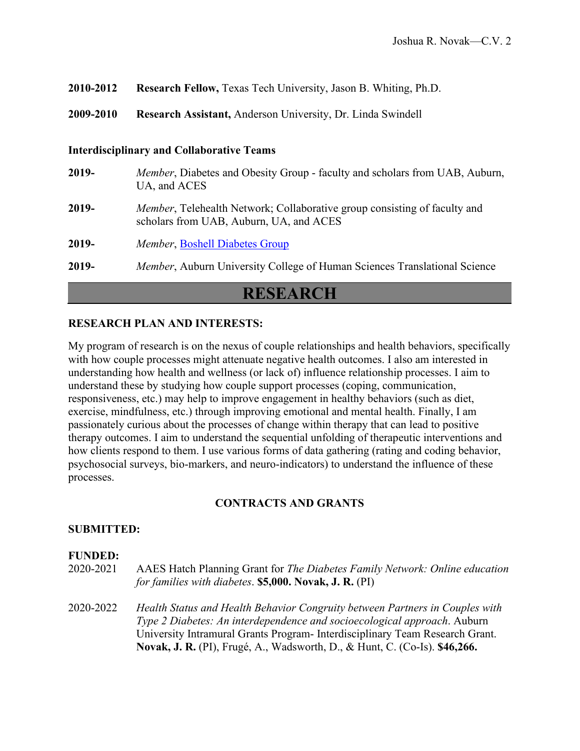**2010-2012** **Research Fellow,** Texas Tech University, Jason B. Whiting, Ph.D.

**2009-2010** **Research Assistant,** Anderson University, Dr. Linda Swindell

**Interdisciplinary and Collaborative Teams**

**2019-** *Member*, Diabetes and Obesity Group - faculty and scholars from UAB, Auburn, UA, and ACES

**2019-** *Member*, Telehealth Network; Collaborative group consisting of faculty and scholars from UAB, Auburn, UA, and ACES

**2019-** *Member*, Boshell Diabetes Group

**2019-** *Member*, Auburn University College of Human Sciences Translational Science

# RESEARCH

## RESEARCH PLAN AND INTERESTS:

My program of research is on the nexus of couple relationships and health behaviors, specifically with how couple processes might attenuate negative health outcomes. I also am interested in understanding how health and wellness (or lack of) influence relationship processes. I aim to understand these by studying how couple support processes (coping, communication, responsiveness, etc.) may help to improve engagement in healthy behaviors (such as diet, exercise, mindfulness, etc.) through improving emotional and mental health. Finally, I am passionately curious about the processes of change within therapy that can lead to positive therapy outcomes. I aim to understand the sequential unfolding of therapeutic interventions and how clients respond to them. I use various forms of data gathering (rating and coding behavior, psychosocial surveys, bio-markers, and neuro-indicators) to understand the influence of these processes.

## CONTRACTS AND GRANTS

### SUBMITTED:

### FUNDED:

2020-2021 AAES Hatch Planning Grant for *The Diabetes Family Network: Online education for families with diabetes*. **$5,000. Novak, J. R.** (PI)

2020-2022 *Health Status and Health Behavior Congruity between Partners in Couples with Type 2 Diabetes: An interdependence and socioecological approach*. Auburn University Intramural Grants Program- Interdisciplinary Team Research Grant. **Novak, J. R.** (PI), Frugé, A., Wadsworth, D., & Hunt, C. (Co-Is). **$46,266.**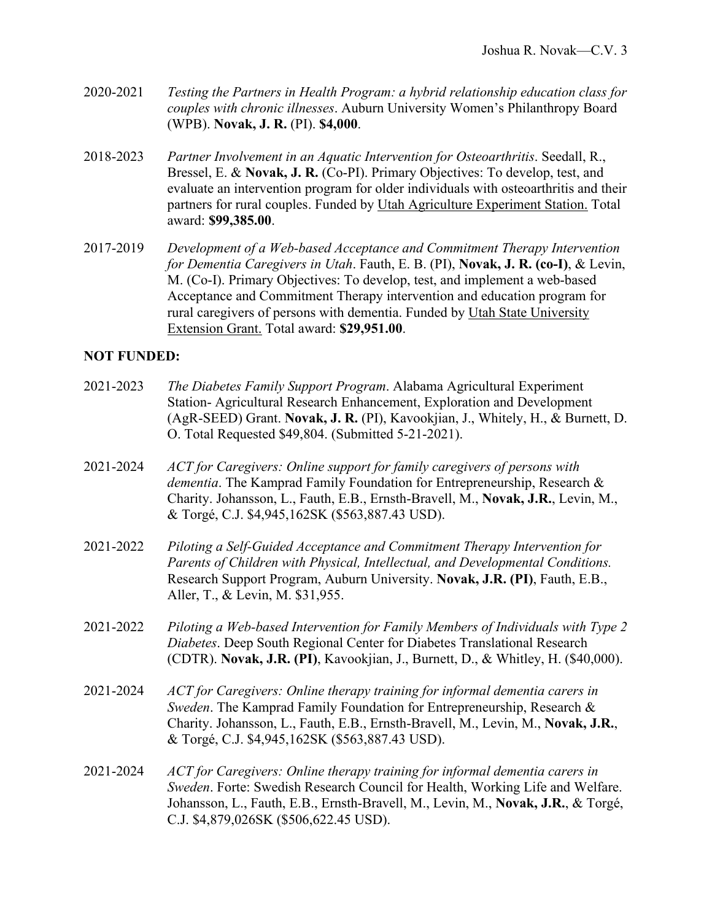2020-2021 *Testing the Partners in Health Program: a hybrid relationship education class for couples with chronic illnesses*. Auburn University Women's Philanthropy Board (WPB). **Novak, J. R.** (PI). **$4,000**.

2018-2023 *Partner Involvement in an Aquatic Intervention for Osteoarthritis*. Seedall, R., Bressel, E. & **Novak, J. R.** (Co-PI). Primary Objectives: To develop, test, and evaluate an intervention program for older individuals with osteoarthritis and their partners for rural couples. Funded by Utah Agriculture Experiment Station. Total award: **$99,385.00**.

2017-2019 *Development of a Web-based Acceptance and Commitment Therapy Intervention for Dementia Caregivers in Utah*. Fauth, E. B. (PI), **Novak, J. R. (co-I)**, & Levin, M. (Co-I). Primary Objectives: To develop, test, and implement a web-based Acceptance and Commitment Therapy intervention and education program for rural caregivers of persons with dementia. Funded by Utah State University Extension Grant. Total award: **$29,951.00**.

**NOT FUNDED:**

2021-2023 *The Diabetes Family Support Program*. Alabama Agricultural Experiment Station- Agricultural Research Enhancement, Exploration and Development (AgR-SEED) Grant. **Novak, J. R.** (PI), Kavookjian, J., Whitely, H., & Burnett, D. O. Total Requested $49,804. (Submitted 5-21-2021).

2021-2024 *ACT for Caregivers: Online support for family caregivers of persons with dementia*. The Kamprad Family Foundation for Entrepreneurship, Research & Charity. Johansson, L., Fauth, E.B., Ernsth-Bravell, M., **Novak, J.R.**, Levin, M., & Torgé, C.J. $4,945,162SK ($563,887.43 USD).

2021-2022 *Piloting a Self-Guided Acceptance and Commitment Therapy Intervention for Parents of Children with Physical, Intellectual, and Developmental Conditions.* Research Support Program, Auburn University. **Novak, J.R. (PI)**, Fauth, E.B., Aller, T., & Levin, M. $31,955.

2021-2022 *Piloting a Web-based Intervention for Family Members of Individuals with Type 2 Diabetes*. Deep South Regional Center for Diabetes Translational Research (CDTR). **Novak, J.R. (PI)**, Kavookjian, J., Burnett, D., & Whitley, H. ($40,000).

2021-2024 *ACT for Caregivers: Online therapy training for informal dementia carers in Sweden*. The Kamprad Family Foundation for Entrepreneurship, Research & Charity. Johansson, L., Fauth, E.B., Ernsth-Bravell, M., Levin, M., **Novak, J.R.**, & Torgé, C.J. $4,945,162SK ($563,887.43 USD).

2021-2024 *ACT for Caregivers: Online therapy training for informal dementia carers in Sweden*. Forte: Swedish Research Council for Health, Working Life and Welfare. Johansson, L., Fauth, E.B., Ernsth-Bravell, M., Levin, M., **Novak, J.R.**, & Torgé, C.J. $4,879,026SK ($506,622.45 USD).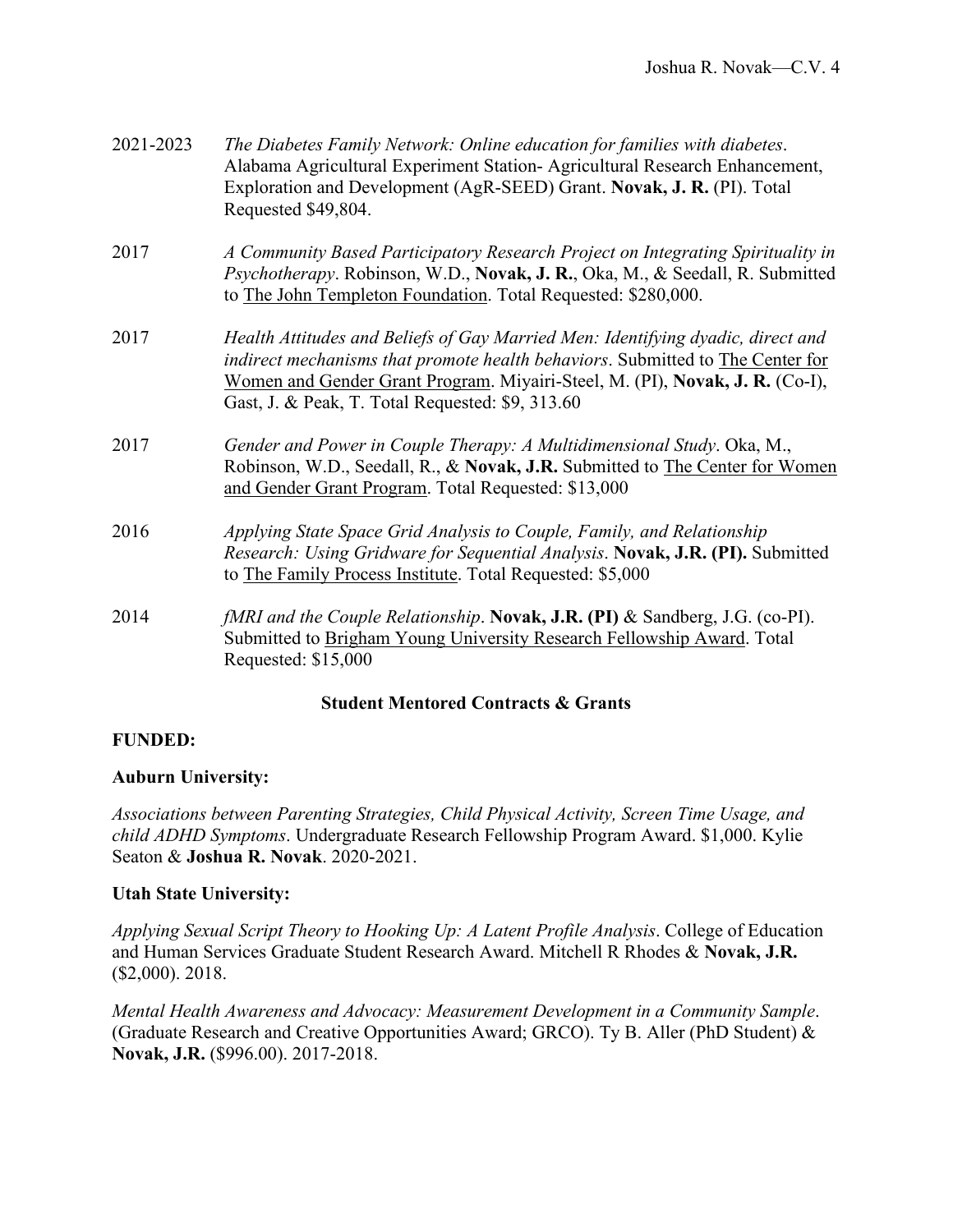2021-2023 *The Diabetes Family Network: Online education for families with diabetes*. Alabama Agricultural Experiment Station- Agricultural Research Enhancement, Exploration and Development (AgR-SEED) Grant. **Novak, J. R.** (PI). Total Requested $49,804.

2017 *A Community Based Participatory Research Project on Integrating Spirituality in Psychotherapy*. Robinson, W.D., **Novak, J. R.**, Oka, M., & Seedall, R. Submitted to The John Templeton Foundation. Total Requested: $280,000.

2017 *Health Attitudes and Beliefs of Gay Married Men: Identifying dyadic, direct and indirect mechanisms that promote health behaviors*. Submitted to The Center for Women and Gender Grant Program. Miyairi-Steel, M. (PI), **Novak, J. R.** (Co-I), Gast, J. & Peak, T. Total Requested: $9, 313.60

2017 *Gender and Power in Couple Therapy: A Multidimensional Study*. Oka, M., Robinson, W.D., Seedall, R., & **Novak, J.R.** Submitted to The Center for Women and Gender Grant Program. Total Requested: $13,000

2016 *Applying State Space Grid Analysis to Couple, Family, and Relationship Research: Using Gridware for Sequential Analysis*. **Novak, J.R. (PI).** Submitted to The Family Process Institute. Total Requested: $5,000

2014 *fMRI and the Couple Relationship*. **Novak, J.R. (PI)** & Sandberg, J.G. (co-PI). Submitted to Brigham Young University Research Fellowship Award. Total Requested: $15,000

### Student Mentored Contracts & Grants

**FUNDED:**

**Auburn University:**

*Associations between Parenting Strategies, Child Physical Activity, Screen Time Usage, and child ADHD Symptoms*. Undergraduate Research Fellowship Program Award. $1,000. Kylie Seaton & **Joshua R. Novak**. 2020-2021.

**Utah State University:**

*Applying Sexual Script Theory to Hooking Up: A Latent Profile Analysis*. College of Education and Human Services Graduate Student Research Award. Mitchell R Rhodes & **Novak, J.R.** ($2,000). 2018.

*Mental Health Awareness and Advocacy: Measurement Development in a Community Sample*. (Graduate Research and Creative Opportunities Award; GRCO). Ty B. Aller (PhD Student) & **Novak, J.R.** ($996.00). 2017-2018.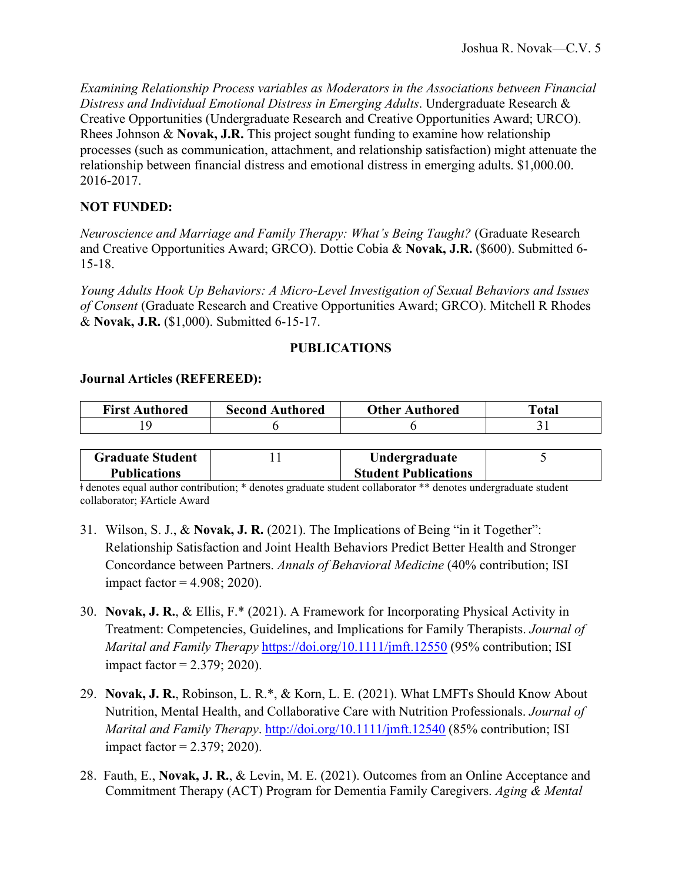*Examining Relationship Process variables as Moderators in the Associations between Financial Distress and Individual Emotional Distress in Emerging Adults*. Undergraduate Research & Creative Opportunities (Undergraduate Research and Creative Opportunities Award; URCO). Rhees Johnson & **Novak, J.R.** This project sought funding to examine how relationship processes (such as communication, attachment, and relationship satisfaction) might attenuate the relationship between financial distress and emotional distress in emerging adults. $1,000.00. 2016-2017.

**NOT FUNDED:**

*Neuroscience and Marriage and Family Therapy: What's Being Taught?* (Graduate Research and Creative Opportunities Award; GRCO). Dottie Cobia & **Novak, J.R.** ($600). Submitted 6-15-18.

*Young Adults Hook Up Behaviors: A Micro-Level Investigation of Sexual Behaviors and Issues of Consent* (Graduate Research and Creative Opportunities Award; GRCO). Mitchell R Rhodes & **Novak, J.R.** ($1,000). Submitted 6-15-17.

## PUBLICATIONS

**Journal Articles (REFEREED):**

| First Authored | Second Authored | Other Authored | Total |
|---|---|---|---|
| 19 | 6 | 6 | 31 |

| Graduate Student Publications | 11 | Undergraduate Student Publications | 5 |
|---|---|---|---|

ǂ denotes equal author contribution; * denotes graduate student collaborator ** denotes undergraduate student collaborator; ¥Article Award

31. Wilson, S. J., & **Novak, J. R.** (2021). The Implications of Being "in it Together": Relationship Satisfaction and Joint Health Behaviors Predict Better Health and Stronger Concordance between Partners. *Annals of Behavioral Medicine* (40% contribution; ISI impact factor = 4.908; 2020).

30. **Novak, J. R.**, & Ellis, F.* (2021). A Framework for Incorporating Physical Activity in Treatment: Competencies, Guidelines, and Implications for Family Therapists. *Journal of Marital and Family Therapy* https://doi.org/10.1111/jmft.12550 (95% contribution; ISI impact factor = 2.379; 2020).

29. **Novak, J. R.**, Robinson, L. R.*, & Korn, L. E. (2021). What LMFTs Should Know About Nutrition, Mental Health, and Collaborative Care with Nutrition Professionals. *Journal of Marital and Family Therapy*. http://doi.org/10.1111/jmft.12540 (85% contribution; ISI impact factor = 2.379; 2020).

28. Fauth, E., **Novak, J. R.**, & Levin, M. E. (2021). Outcomes from an Online Acceptance and Commitment Therapy (ACT) Program for Dementia Family Caregivers. *Aging & Mental*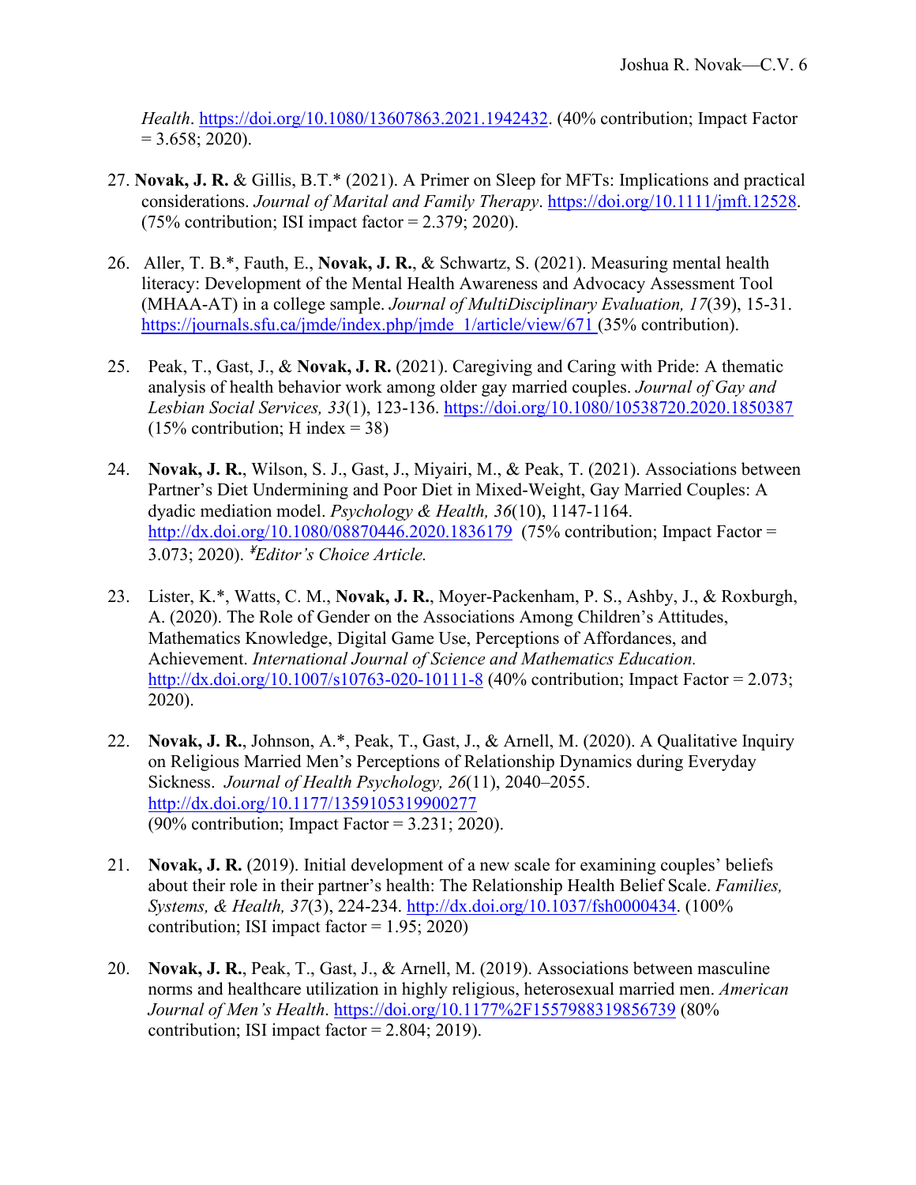*Health*. https://doi.org/10.1080/13607863.2021.1942432. (40% contribution; Impact Factor = 3.658; 2020).

27. **Novak, J. R.** & Gillis, B.T.* (2021). A Primer on Sleep for MFTs: Implications and practical considerations. *Journal of Marital and Family Therapy*. https://doi.org/10.1111/jmft.12528. (75% contribution; ISI impact factor = 2.379; 2020).

26. Aller, T. B.*, Fauth, E., **Novak, J. R.**, & Schwartz, S. (2021). Measuring mental health literacy: Development of the Mental Health Awareness and Advocacy Assessment Tool (MHAA-AT) in a college sample. *Journal of MultiDisciplinary Evaluation, 17*(39), 15-31. https://journals.sfu.ca/jmde/index.php/jmde_1/article/view/671 (35% contribution).

25. Peak, T., Gast, J., & **Novak, J. R.** (2021). Caregiving and Caring with Pride: A thematic analysis of health behavior work among older gay married couples. *Journal of Gay and Lesbian Social Services, 33*(1), 123-136. https://doi.org/10.1080/10538720.2020.1850387 (15% contribution; H index = 38)

24. **Novak, J. R.**, Wilson, S. J., Gast, J., Miyairi, M., & Peak, T. (2021). Associations between Partner's Diet Undermining and Poor Diet in Mixed-Weight, Gay Married Couples: A dyadic mediation model. *Psychology & Health, 36*(10), 1147-1164. http://dx.doi.org/10.1080/08870446.2020.1836179 (75% contribution; Impact Factor = 3.073; 2020). *ᵡEditor's Choice Article.*

23. Lister, K.*, Watts, C. M., **Novak, J. R.**, Moyer-Packenham, P. S., Ashby, J., & Roxburgh, A. (2020). The Role of Gender on the Associations Among Children's Attitudes, Mathematics Knowledge, Digital Game Use, Perceptions of Affordances, and Achievement. *International Journal of Science and Mathematics Education.* http://dx.doi.org/10.1007/s10763-020-10111-8 (40% contribution; Impact Factor = 2.073; 2020).

22. **Novak, J. R.**, Johnson, A.*, Peak, T., Gast, J., & Arnell, M. (2020). A Qualitative Inquiry on Religious Married Men's Perceptions of Relationship Dynamics during Everyday Sickness. *Journal of Health Psychology, 26*(11), 2040–2055. http://dx.doi.org/10.1177/1359105319900277 (90% contribution; Impact Factor = 3.231; 2020).

21. **Novak, J. R.** (2019). Initial development of a new scale for examining couples' beliefs about their role in their partner's health: The Relationship Health Belief Scale. *Families, Systems, & Health, 37*(3), 224-234. http://dx.doi.org/10.1037/fsh0000434. (100% contribution; ISI impact factor = 1.95; 2020)

20. **Novak, J. R.**, Peak, T., Gast, J., & Arnell, M. (2019). Associations between masculine norms and healthcare utilization in highly religious, heterosexual married men. *American Journal of Men's Health*. https://doi.org/10.1177%2F1557988319856739 (80% contribution; ISI impact factor = 2.804; 2019).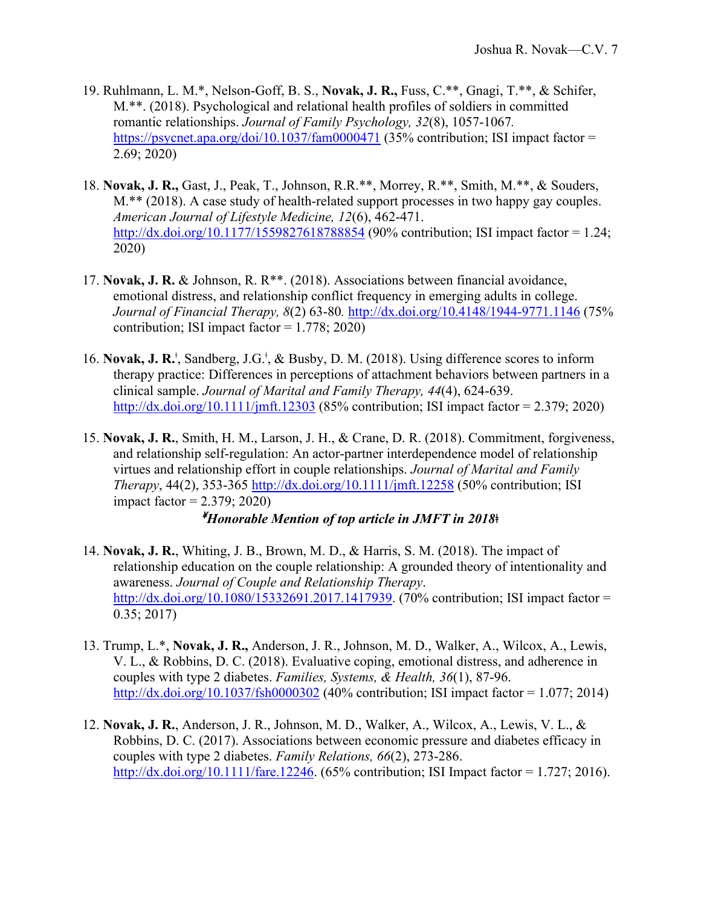19. Ruhlmann, L. M.*, Nelson-Goff, B. S., **Novak, J. R.,** Fuss, C.**, Gnagi, T.**, & Schifer, M.**. (2018). Psychological and relational health profiles of soldiers in committed romantic relationships. *Journal of Family Psychology, 32*(8), 1057-1067. https://psycnet.apa.org/doi/10.1037/fam0000471 (35% contribution; ISI impact factor = 2.69; 2020)

18. **Novak, J. R.,** Gast, J., Peak, T., Johnson, R.R.**, Morrey, R.**, Smith, M.**, & Souders, M.** (2018). A case study of health-related support processes in two happy gay couples. *American Journal of Lifestyle Medicine, 12*(6), 462-471. http://dx.doi.org/10.1177/1559827618788854 (90% contribution; ISI impact factor = 1.24; 2020)

17. **Novak, J. R.** & Johnson, R. R**. (2018). Associations between financial avoidance, emotional distress, and relationship conflict frequency in emerging adults in college. *Journal of Financial Therapy, 8*(2) 63-80. http://dx.doi.org/10.4148/1944-9771.1146 (75% contribution; ISI impact factor = 1.778; 2020)

16. **Novak, J. R.**[ǂ], Sandberg, J.G.[ǂ], & Busby, D. M. (2018). Using difference scores to inform therapy practice: Differences in perceptions of attachment behaviors between partners in a clinical sample. *Journal of Marital and Family Therapy, 44*(4), 624-639. http://dx.doi.org/10.1111/jmft.12303 (85% contribution; ISI impact factor = 2.379; 2020)

15. **Novak, J. R.**, Smith, H. M., Larson, J. H., & Crane, D. R. (2018). Commitment, forgiveness, and relationship self-regulation: An actor-partner interdependence model of relationship virtues and relationship effort in couple relationships. *Journal of Marital and Family Therapy*, 44(2), 353-365 http://dx.doi.org/10.1111/jmft.12258 (50% contribution; ISI impact factor = 2.379; 2020)

    ***¥Honorable Mention of top article in JMFT in 2018ǂ***

14. **Novak, J. R.**, Whiting, J. B., Brown, M. D., & Harris, S. M. (2018). The impact of relationship education on the couple relationship: A grounded theory of intentionality and awareness. *Journal of Couple and Relationship Therapy*. http://dx.doi.org/10.1080/15332691.2017.1417939. (70% contribution; ISI impact factor = 0.35; 2017)

13. Trump, L.*, **Novak, J. R.,** Anderson, J. R., Johnson, M. D., Walker, A., Wilcox, A., Lewis, V. L., & Robbins, D. C. (2018). Evaluative coping, emotional distress, and adherence in couples with type 2 diabetes. *Families, Systems, & Health, 36*(1), 87-96. http://dx.doi.org/10.1037/fsh0000302 (40% contribution; ISI impact factor = 1.077; 2014)

12. **Novak, J. R.**, Anderson, J. R., Johnson, M. D., Walker, A., Wilcox, A., Lewis, V. L., & Robbins, D. C. (2017). Associations between economic pressure and diabetes efficacy in couples with type 2 diabetes. *Family Relations, 66*(2), 273-286. http://dx.doi.org/10.1111/fare.12246. (65% contribution; ISI Impact factor = 1.727; 2016).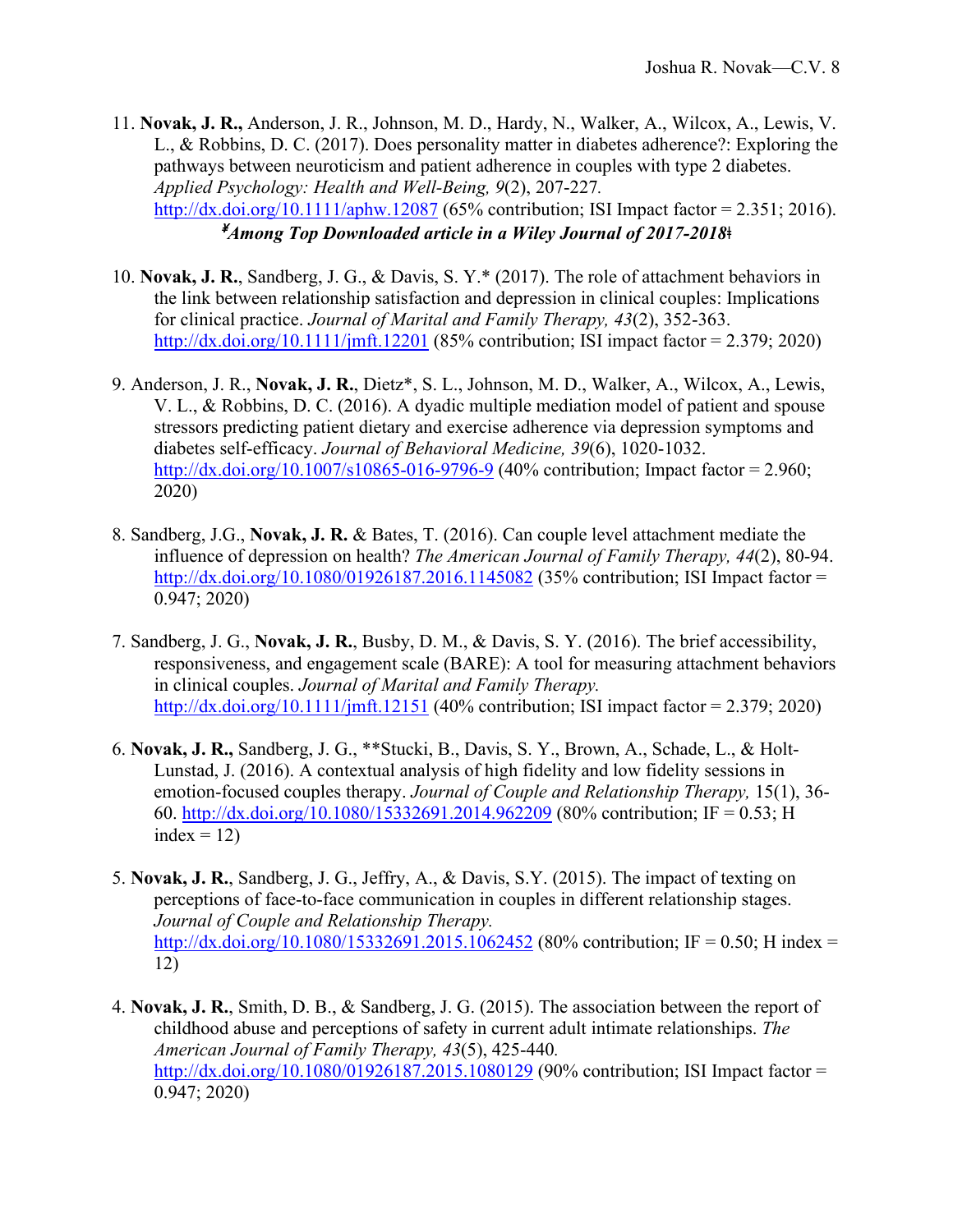11. **Novak, J. R.,** Anderson, J. R., Johnson, M. D., Hardy, N., Walker, A., Wilcox, A., Lewis, V. L., & Robbins, D. C. (2017). Does personality matter in diabetes adherence?: Exploring the pathways between neuroticism and patient adherence in couples with type 2 diabetes. *Applied Psychology: Health and Well-Being, 9*(2), 207-227. http://dx.doi.org/10.1111/aphw.12087 (65% contribution; ISI Impact factor = 2.351; 2016).

    ***¥Among Top Downloaded article in a Wiley Journal of 2017-2018ǂ***

10. **Novak, J. R.**, Sandberg, J. G., & Davis, S. Y.* (2017). The role of attachment behaviors in the link between relationship satisfaction and depression in clinical couples: Implications for clinical practice. *Journal of Marital and Family Therapy, 43*(2), 352-363. http://dx.doi.org/10.1111/jmft.12201 (85% contribution; ISI impact factor = 2.379; 2020)

9. Anderson, J. R., **Novak, J. R.**, Dietz*, S. L., Johnson, M. D., Walker, A., Wilcox, A., Lewis, V. L., & Robbins, D. C. (2016). A dyadic multiple mediation model of patient and spouse stressors predicting patient dietary and exercise adherence via depression symptoms and diabetes self-efficacy. *Journal of Behavioral Medicine, 39*(6), 1020-1032. http://dx.doi.org/10.1007/s10865-016-9796-9 (40% contribution; Impact factor = 2.960; 2020)

8. Sandberg, J.G., **Novak, J. R.** & Bates, T. (2016). Can couple level attachment mediate the influence of depression on health? *The American Journal of Family Therapy, 44*(2), 80-94. http://dx.doi.org/10.1080/01926187.2016.1145082 (35% contribution; ISI Impact factor = 0.947; 2020)

7. Sandberg, J. G., **Novak, J. R.**, Busby, D. M., & Davis, S. Y. (2016). The brief accessibility, responsiveness, and engagement scale (BARE): A tool for measuring attachment behaviors in clinical couples. *Journal of Marital and Family Therapy.* http://dx.doi.org/10.1111/jmft.12151 (40% contribution; ISI impact factor = 2.379; 2020)

6. **Novak, J. R.,** Sandberg, J. G., **Stucki, B., Davis, S. Y., Brown, A., Schade, L., & Holt-Lunstad, J. (2016). A contextual analysis of high fidelity and low fidelity sessions in emotion-focused couples therapy. *Journal of Couple and Relationship Therapy,* 15(1), 36-60. http://dx.doi.org/10.1080/15332691.2014.962209 (80% contribution; IF = 0.53; H index = 12)

5. **Novak, J. R.**, Sandberg, J. G., Jeffry, A., & Davis, S.Y. (2015). The impact of texting on perceptions of face-to-face communication in couples in different relationship stages. *Journal of Couple and Relationship Therapy.* http://dx.doi.org/10.1080/15332691.2015.1062452 (80% contribution; IF = 0.50; H index = 12)

4. **Novak, J. R.**, Smith, D. B., & Sandberg, J. G. (2015). The association between the report of childhood abuse and perceptions of safety in current adult intimate relationships. *The American Journal of Family Therapy, 43*(5), 425-440. http://dx.doi.org/10.1080/01926187.2015.1080129 (90% contribution; ISI Impact factor = 0.947; 2020)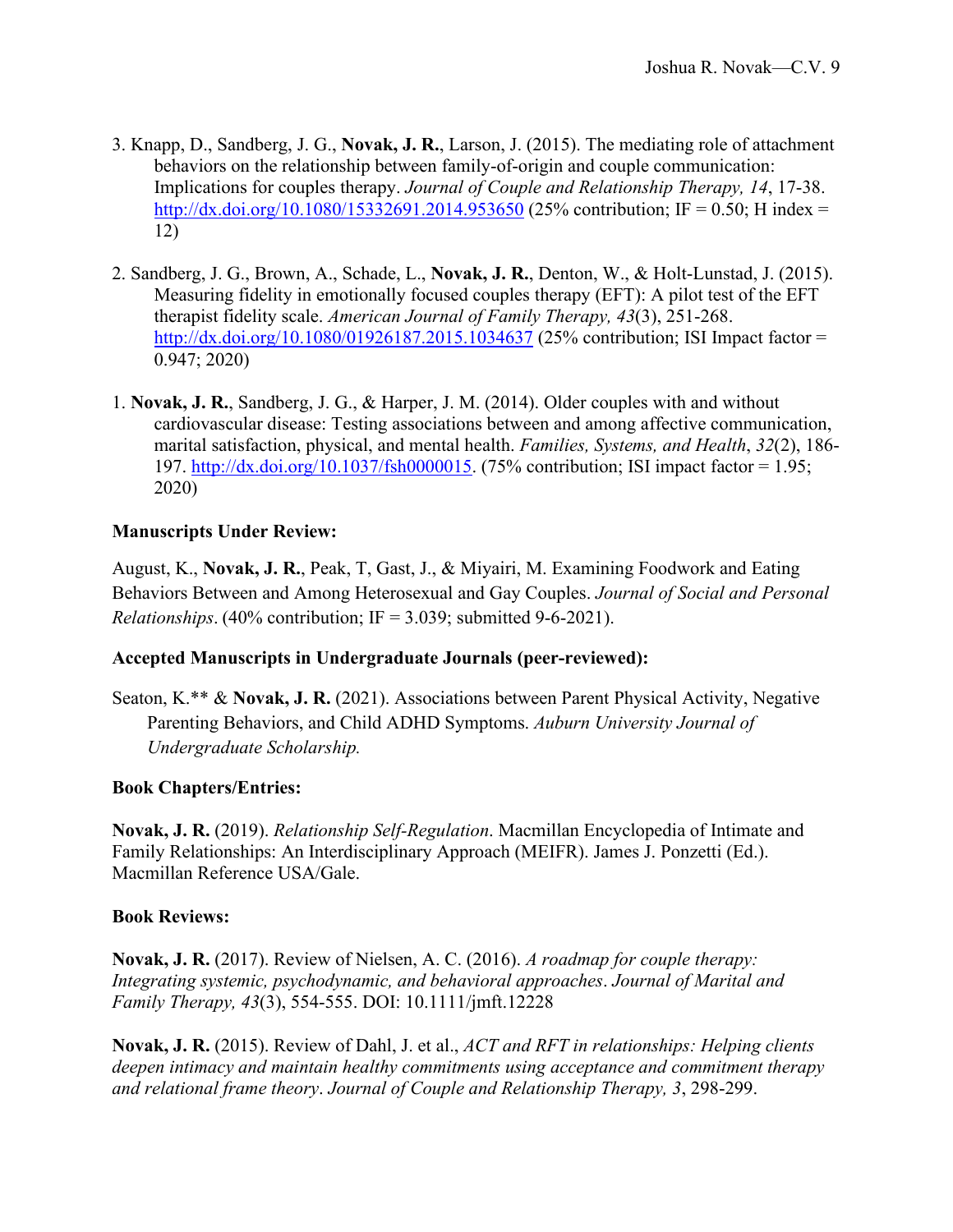3. Knapp, D., Sandberg, J. G., **Novak, J. R.**, Larson, J. (2015). The mediating role of attachment behaviors on the relationship between family-of-origin and couple communication: Implications for couples therapy. *Journal of Couple and Relationship Therapy, 14*, 17-38. http://dx.doi.org/10.1080/15332691.2014.953650 (25% contribution; IF = 0.50; H index = 12)

2. Sandberg, J. G., Brown, A., Schade, L., **Novak, J. R.**, Denton, W., & Holt-Lunstad, J. (2015). Measuring fidelity in emotionally focused couples therapy (EFT): A pilot test of the EFT therapist fidelity scale. *American Journal of Family Therapy, 43*(3), 251-268. http://dx.doi.org/10.1080/01926187.2015.1034637 (25% contribution; ISI Impact factor = 0.947; 2020)

1. **Novak, J. R.**, Sandberg, J. G., & Harper, J. M. (2014). Older couples with and without cardiovascular disease: Testing associations between and among affective communication, marital satisfaction, physical, and mental health. *Families, Systems, and Health*, *32*(2), 186-197. http://dx.doi.org/10.1037/fsh0000015. (75% contribution; ISI impact factor = 1.95; 2020)

**Manuscripts Under Review:**

August, K., **Novak, J. R.**, Peak, T, Gast, J., & Miyairi, M. Examining Foodwork and Eating Behaviors Between and Among Heterosexual and Gay Couples. *Journal of Social and Personal Relationships*. (40% contribution; IF = 3.039; submitted 9-6-2021).

**Accepted Manuscripts in Undergraduate Journals (peer-reviewed):**

Seaton, K.** & **Novak, J. R.** (2021). Associations between Parent Physical Activity, Negative Parenting Behaviors, and Child ADHD Symptoms. *Auburn University Journal of Undergraduate Scholarship.*

**Book Chapters/Entries:**

**Novak, J. R.** (2019). *Relationship Self-Regulation*. Macmillan Encyclopedia of Intimate and Family Relationships: An Interdisciplinary Approach (MEIFR). James J. Ponzetti (Ed.). Macmillan Reference USA/Gale.

**Book Reviews:**

**Novak, J. R.** (2017). Review of Nielsen, A. C. (2016). *A roadmap for couple therapy: Integrating systemic, psychodynamic, and behavioral approaches*. *Journal of Marital and Family Therapy, 43*(3), 554-555. DOI: 10.1111/jmft.12228

**Novak, J. R.** (2015). Review of Dahl, J. et al., *ACT and RFT in relationships: Helping clients deepen intimacy and maintain healthy commitments using acceptance and commitment therapy and relational frame theory*. *Journal of Couple and Relationship Therapy, 3*, 298-299.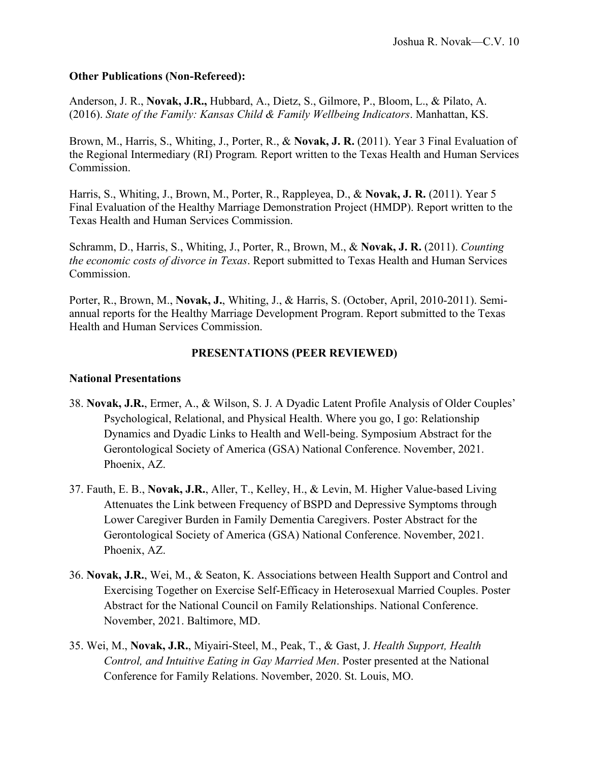**Other Publications (Non-Refereed):**

Anderson, J. R., **Novak, J.R.,** Hubbard, A., Dietz, S., Gilmore, P., Bloom, L., & Pilato, A. (2016). *State of the Family: Kansas Child & Family Wellbeing Indicators*. Manhattan, KS.

Brown, M., Harris, S., Whiting, J., Porter, R., & **Novak, J. R.** (2011). Year 3 Final Evaluation of the Regional Intermediary (RI) Program*.* Report written to the Texas Health and Human Services Commission.

Harris, S., Whiting, J., Brown, M., Porter, R., Rappleyea, D., & **Novak, J. R.** (2011). Year 5 Final Evaluation of the Healthy Marriage Demonstration Project (HMDP). Report written to the Texas Health and Human Services Commission.

Schramm, D., Harris, S., Whiting, J., Porter, R., Brown, M., & **Novak, J. R.** (2011). *Counting the economic costs of divorce in Texas*. Report submitted to Texas Health and Human Services Commission.

Porter, R., Brown, M., **Novak, J.**, Whiting, J., & Harris, S. (October, April, 2010-2011). Semi-annual reports for the Healthy Marriage Development Program. Report submitted to the Texas Health and Human Services Commission.

## PRESENTATIONS (PEER REVIEWED)

**National Presentations**

38. **Novak, J.R.**, Ermer, A., & Wilson, S. J. A Dyadic Latent Profile Analysis of Older Couples' Psychological, Relational, and Physical Health. Where you go, I go: Relationship Dynamics and Dyadic Links to Health and Well-being. Symposium Abstract for the Gerontological Society of America (GSA) National Conference. November, 2021. Phoenix, AZ.

37. Fauth, E. B., **Novak, J.R.**, Aller, T., Kelley, H., & Levin, M. Higher Value-based Living Attenuates the Link between Frequency of BSPD and Depressive Symptoms through Lower Caregiver Burden in Family Dementia Caregivers. Poster Abstract for the Gerontological Society of America (GSA) National Conference. November, 2021. Phoenix, AZ.

36. **Novak, J.R.**, Wei, M., & Seaton, K. Associations between Health Support and Control and Exercising Together on Exercise Self-Efficacy in Heterosexual Married Couples. Poster Abstract for the National Council on Family Relationships. National Conference. November, 2021. Baltimore, MD.

35. Wei, M., **Novak, J.R.**, Miyairi-Steel, M., Peak, T., & Gast, J. *Health Support, Health Control, and Intuitive Eating in Gay Married Men*. Poster presented at the National Conference for Family Relations. November, 2020. St. Louis, MO.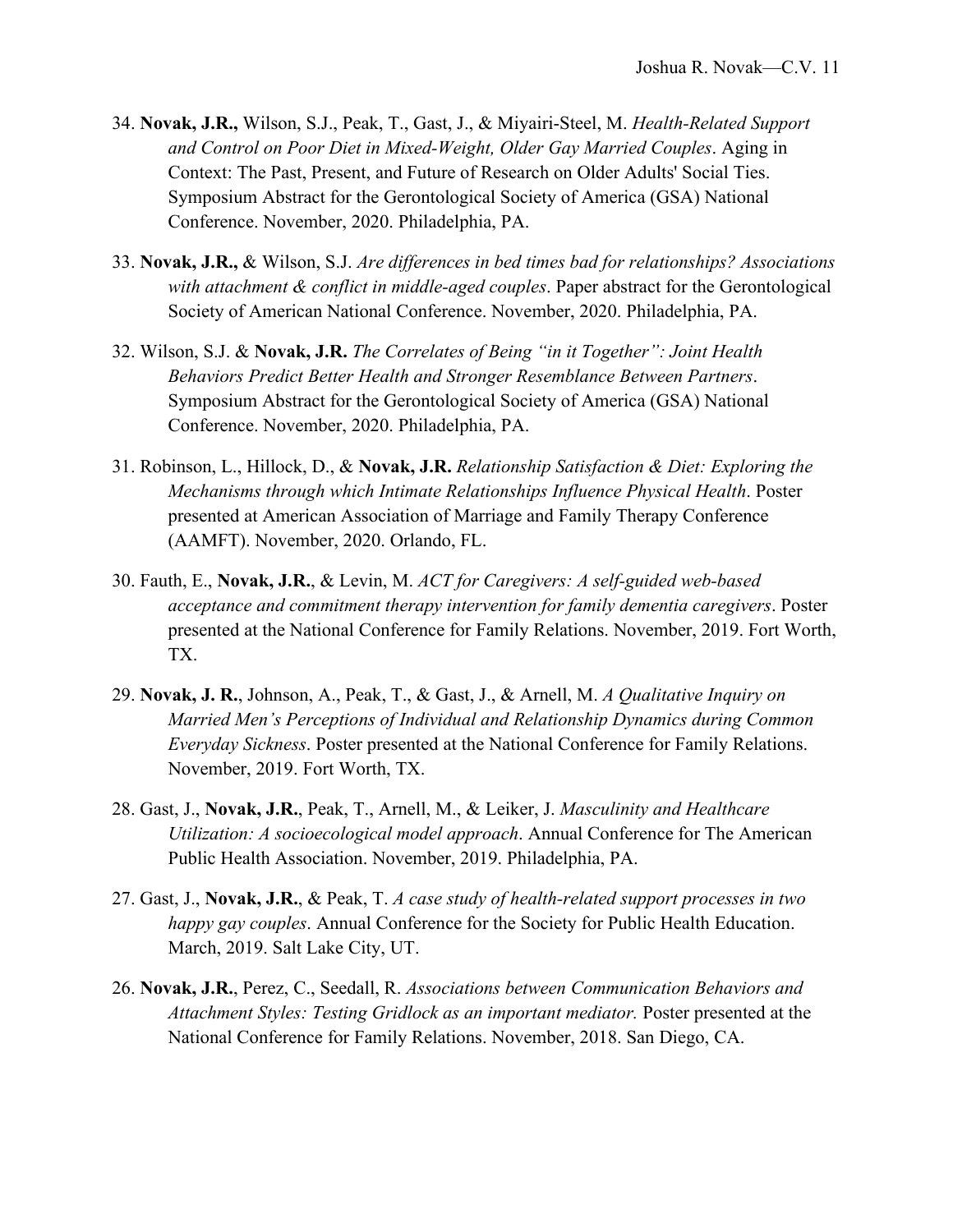34. **Novak, J.R.,** Wilson, S.J., Peak, T., Gast, J., & Miyairi-Steel, M. *Health-Related Support and Control on Poor Diet in Mixed-Weight, Older Gay Married Couples*. Aging in Context: The Past, Present, and Future of Research on Older Adults' Social Ties. Symposium Abstract for the Gerontological Society of America (GSA) National Conference. November, 2020. Philadelphia, PA.

33. **Novak, J.R.,** & Wilson, S.J. *Are differences in bed times bad for relationships? Associations with attachment & conflict in middle-aged couples*. Paper abstract for the Gerontological Society of American National Conference. November, 2020. Philadelphia, PA.

32. Wilson, S.J. & **Novak, J.R.** *The Correlates of Being "in it Together": Joint Health Behaviors Predict Better Health and Stronger Resemblance Between Partners*. Symposium Abstract for the Gerontological Society of America (GSA) National Conference. November, 2020. Philadelphia, PA.

31. Robinson, L., Hillock, D., & **Novak, J.R.** *Relationship Satisfaction & Diet: Exploring the Mechanisms through which Intimate Relationships Influence Physical Health*. Poster presented at American Association of Marriage and Family Therapy Conference (AAMFT). November, 2020. Orlando, FL.

30. Fauth, E., **Novak, J.R.**, & Levin, M. *ACT for Caregivers: A self-guided web-based acceptance and commitment therapy intervention for family dementia caregivers*. Poster presented at the National Conference for Family Relations. November, 2019. Fort Worth, TX.

29. **Novak, J. R.**, Johnson, A., Peak, T., & Gast, J., & Arnell, M. *A Qualitative Inquiry on Married Men's Perceptions of Individual and Relationship Dynamics during Common Everyday Sickness*. Poster presented at the National Conference for Family Relations. November, 2019. Fort Worth, TX.

28. Gast, J., **Novak, J.R.**, Peak, T., Arnell, M., & Leiker, J. *Masculinity and Healthcare Utilization: A socioecological model approach*. Annual Conference for The American Public Health Association. November, 2019. Philadelphia, PA.

27. Gast, J., **Novak, J.R.**, & Peak, T. *A case study of health-related support processes in two happy gay couples*. Annual Conference for the Society for Public Health Education. March, 2019. Salt Lake City, UT.

26. **Novak, J.R.**, Perez, C., Seedall, R. *Associations between Communication Behaviors and Attachment Styles: Testing Gridlock as an important mediator.* Poster presented at the National Conference for Family Relations. November, 2018. San Diego, CA.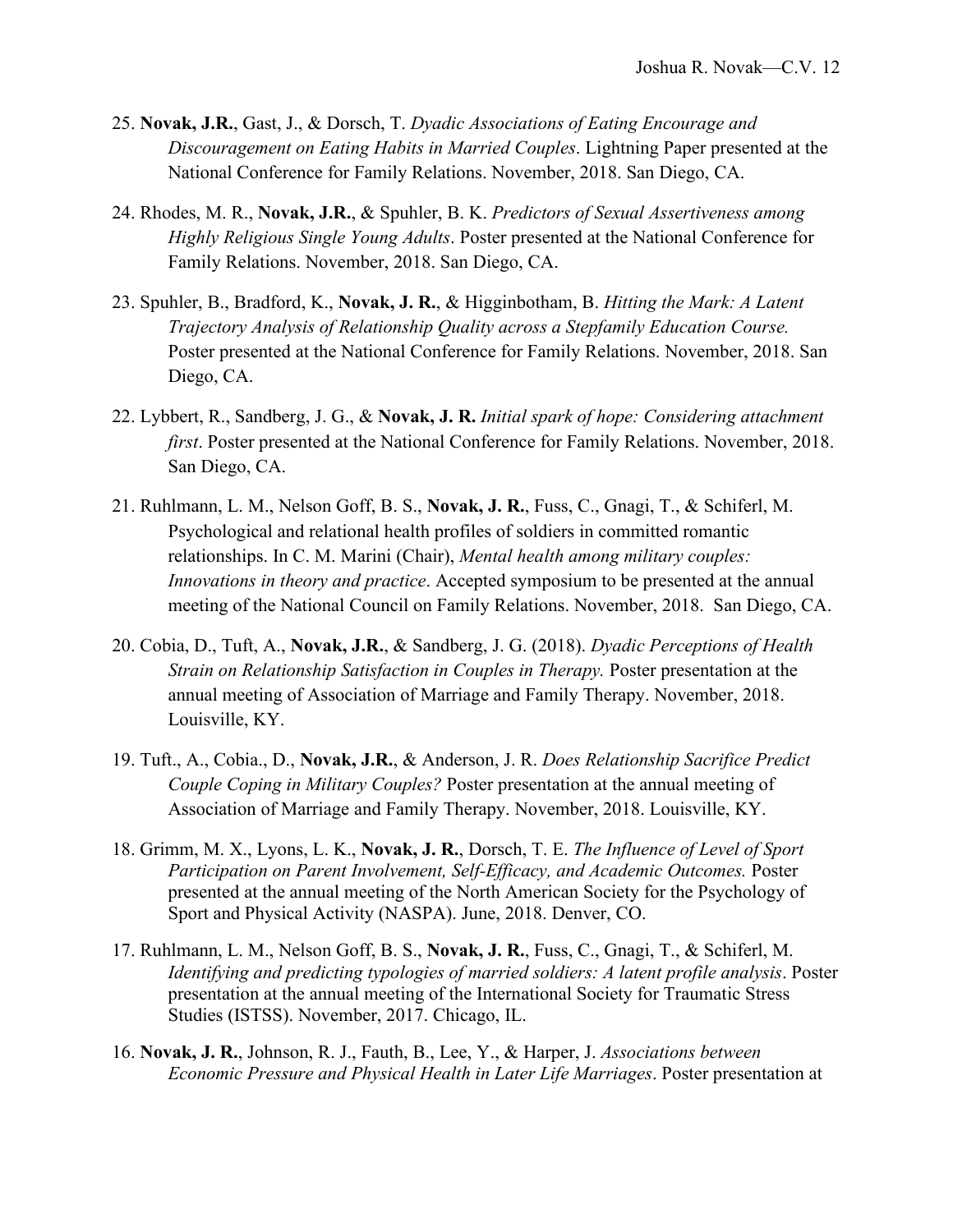25. **Novak, J.R.**, Gast, J., & Dorsch, T. *Dyadic Associations of Eating Encourage and Discouragement on Eating Habits in Married Couples*. Lightning Paper presented at the National Conference for Family Relations. November, 2018. San Diego, CA.

24. Rhodes, M. R., **Novak, J.R.**, & Spuhler, B. K. *Predictors of Sexual Assertiveness among Highly Religious Single Young Adults*. Poster presented at the National Conference for Family Relations. November, 2018. San Diego, CA.

23. Spuhler, B., Bradford, K., **Novak, J. R.**, & Higginbotham, B. *Hitting the Mark: A Latent Trajectory Analysis of Relationship Quality across a Stepfamily Education Course.* Poster presented at the National Conference for Family Relations. November, 2018. San Diego, CA.

22. Lybbert, R., Sandberg, J. G., & **Novak, J. R.** *Initial spark of hope: Considering attachment first*. Poster presented at the National Conference for Family Relations. November, 2018. San Diego, CA.

21. Ruhlmann, L. M., Nelson Goff, B. S., **Novak, J. R.**, Fuss, C., Gnagi, T., & Schiferl, M. Psychological and relational health profiles of soldiers in committed romantic relationships. In C. M. Marini (Chair), *Mental health among military couples: Innovations in theory and practice*. Accepted symposium to be presented at the annual meeting of the National Council on Family Relations. November, 2018. San Diego, CA.

20. Cobia, D., Tuft, A., **Novak, J.R.**, & Sandberg, J. G. (2018). *Dyadic Perceptions of Health Strain on Relationship Satisfaction in Couples in Therapy.* Poster presentation at the annual meeting of Association of Marriage and Family Therapy. November, 2018. Louisville, KY.

19. Tuft., A., Cobia., D., **Novak, J.R.**, & Anderson, J. R. *Does Relationship Sacrifice Predict Couple Coping in Military Couples?* Poster presentation at the annual meeting of Association of Marriage and Family Therapy. November, 2018. Louisville, KY.

18. Grimm, M. X., Lyons, L. K., **Novak, J. R.**, Dorsch, T. E. *The Influence of Level of Sport Participation on Parent Involvement, Self-Efficacy, and Academic Outcomes.* Poster presented at the annual meeting of the North American Society for the Psychology of Sport and Physical Activity (NASPA). June, 2018. Denver, CO.

17. Ruhlmann, L. M., Nelson Goff, B. S., **Novak, J. R.**, Fuss, C., Gnagi, T., & Schiferl, M. *Identifying and predicting typologies of married soldiers: A latent profile analysis*. Poster presentation at the annual meeting of the International Society for Traumatic Stress Studies (ISTSS). November, 2017. Chicago, IL.

16. **Novak, J. R.**, Johnson, R. J., Fauth, B., Lee, Y., & Harper, J. *Associations between Economic Pressure and Physical Health in Later Life Marriages*. Poster presentation at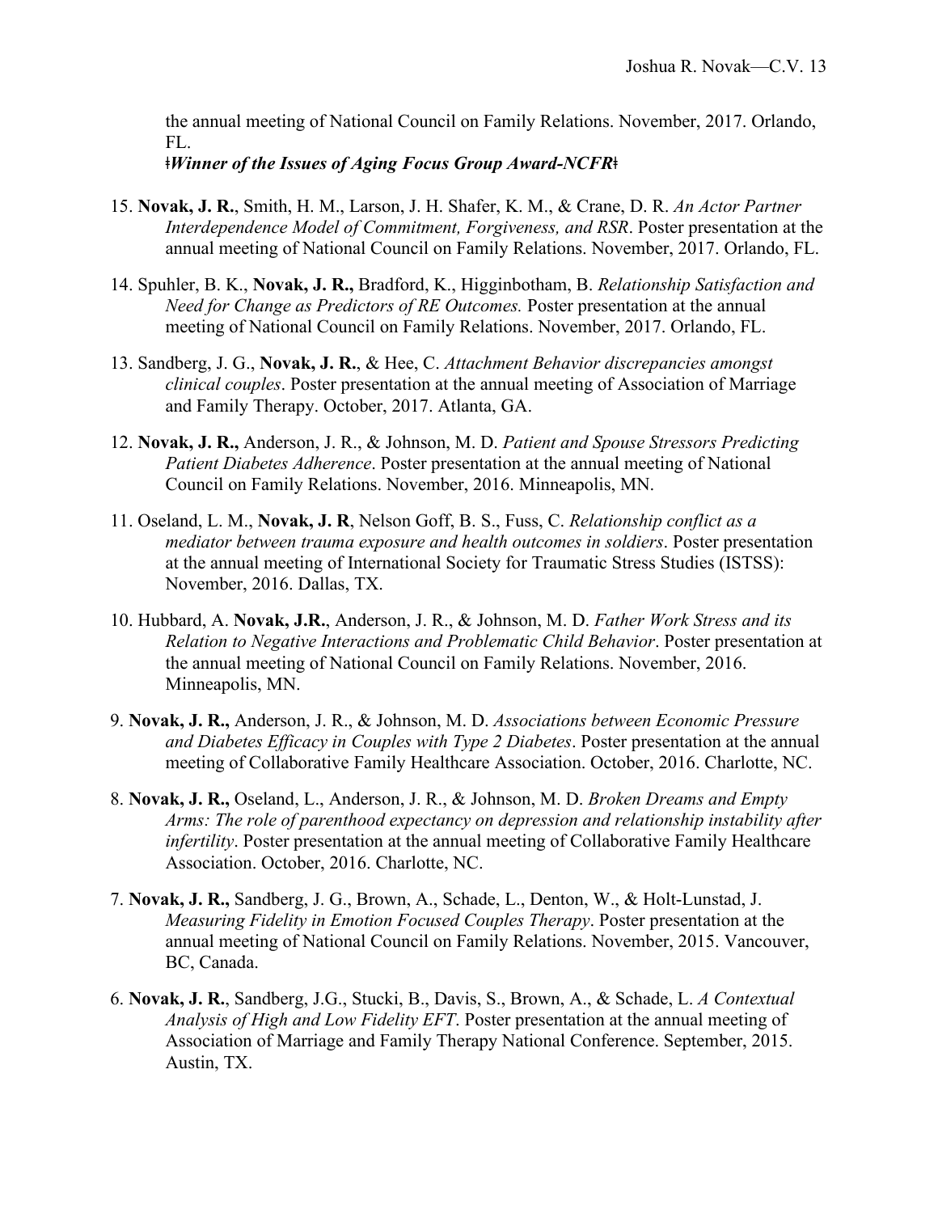the annual meeting of National Council on Family Relations. November, 2017. Orlando, FL.
ǂ***Winner of the Issues of Aging Focus Group Award-NCFR***ǂ

15. **Novak, J. R.**, Smith, H. M., Larson, J. H. Shafer, K. M., & Crane, D. R. *An Actor Partner Interdependence Model of Commitment, Forgiveness, and RSR*. Poster presentation at the annual meeting of National Council on Family Relations. November, 2017. Orlando, FL.

14. Spuhler, B. K., **Novak, J. R.,** Bradford, K., Higginbotham, B. *Relationship Satisfaction and Need for Change as Predictors of RE Outcomes.* Poster presentation at the annual meeting of National Council on Family Relations. November, 2017. Orlando, FL.

13. Sandberg, J. G., **Novak, J. R.**, & Hee, C. *Attachment Behavior discrepancies amongst clinical couples*. Poster presentation at the annual meeting of Association of Marriage and Family Therapy. October, 2017. Atlanta, GA.

12. **Novak, J. R.,** Anderson, J. R., & Johnson, M. D. *Patient and Spouse Stressors Predicting Patient Diabetes Adherence*. Poster presentation at the annual meeting of National Council on Family Relations. November, 2016. Minneapolis, MN.

11. Oseland, L. M., **Novak, J. R**, Nelson Goff, B. S., Fuss, C. *Relationship conflict as a mediator between trauma exposure and health outcomes in soldiers*. Poster presentation at the annual meeting of International Society for Traumatic Stress Studies (ISTSS): November, 2016. Dallas, TX.

10. Hubbard, A. **Novak, J.R.**, Anderson, J. R., & Johnson, M. D. *Father Work Stress and its Relation to Negative Interactions and Problematic Child Behavior*. Poster presentation at the annual meeting of National Council on Family Relations. November, 2016. Minneapolis, MN.

9. **Novak, J. R.,** Anderson, J. R., & Johnson, M. D. *Associations between Economic Pressure and Diabetes Efficacy in Couples with Type 2 Diabetes*. Poster presentation at the annual meeting of Collaborative Family Healthcare Association. October, 2016. Charlotte, NC.

8. **Novak, J. R.,** Oseland, L., Anderson, J. R., & Johnson, M. D. *Broken Dreams and Empty Arms: The role of parenthood expectancy on depression and relationship instability after infertility*. Poster presentation at the annual meeting of Collaborative Family Healthcare Association. October, 2016. Charlotte, NC.

7. **Novak, J. R.,** Sandberg, J. G., Brown, A., Schade, L., Denton, W., & Holt-Lunstad, J. *Measuring Fidelity in Emotion Focused Couples Therapy*. Poster presentation at the annual meeting of National Council on Family Relations. November, 2015. Vancouver, BC, Canada.

6. **Novak, J. R.**, Sandberg, J.G., Stucki, B., Davis, S., Brown, A., & Schade, L. *A Contextual Analysis of High and Low Fidelity EFT*. Poster presentation at the annual meeting of Association of Marriage and Family Therapy National Conference. September, 2015. Austin, TX.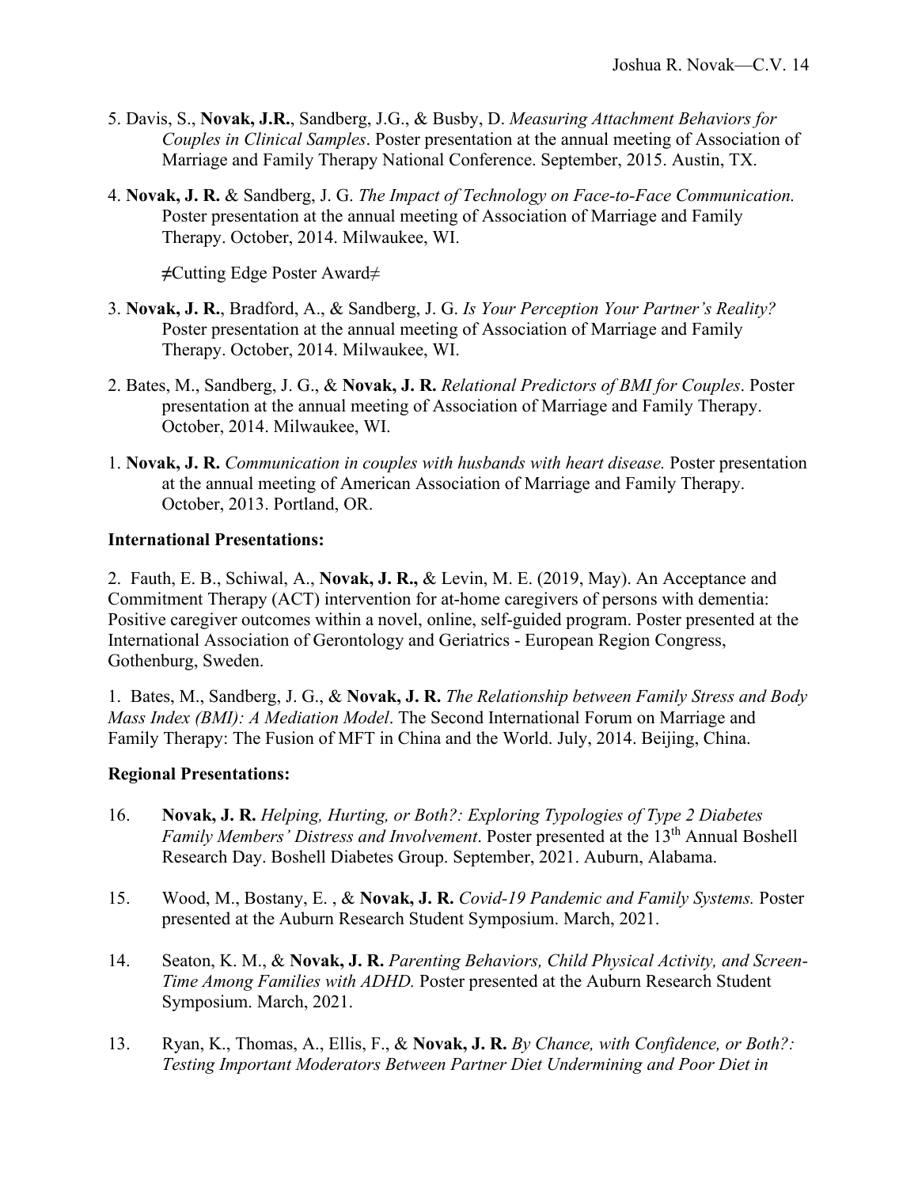5. Davis, S., **Novak, J.R.**, Sandberg, J.G., & Busby, D. *Measuring Attachment Behaviors for Couples in Clinical Samples*. Poster presentation at the annual meeting of Association of Marriage and Family Therapy National Conference. September, 2015. Austin, TX.

4. **Novak, J. R.** & Sandberg, J. G. *The Impact of Technology on Face-to-Face Communication.* Poster presentation at the annual meeting of Association of Marriage and Family Therapy. October, 2014. Milwaukee, WI.

   ≠Cutting Edge Poster Award≠

3. **Novak, J. R.**, Bradford, A., & Sandberg, J. G. *Is Your Perception Your Partner's Reality?* Poster presentation at the annual meeting of Association of Marriage and Family Therapy. October, 2014. Milwaukee, WI.

2. Bates, M., Sandberg, J. G., & **Novak, J. R.** *Relational Predictors of BMI for Couples*. Poster presentation at the annual meeting of Association of Marriage and Family Therapy. October, 2014. Milwaukee, WI.

1. **Novak, J. R.** *Communication in couples with husbands with heart disease.* Poster presentation at the annual meeting of American Association of Marriage and Family Therapy. October, 2013. Portland, OR.

**International Presentations:**

2. Fauth, E. B., Schiwal, A., **Novak, J. R.,** & Levin, M. E. (2019, May). An Acceptance and Commitment Therapy (ACT) intervention for at-home caregivers of persons with dementia: Positive caregiver outcomes within a novel, online, self-guided program. Poster presented at the International Association of Gerontology and Geriatrics - European Region Congress, Gothenburg, Sweden.

1. Bates, M., Sandberg, J. G., & **Novak, J. R.** *The Relationship between Family Stress and Body Mass Index (BMI): A Mediation Model*. The Second International Forum on Marriage and Family Therapy: The Fusion of MFT in China and the World. July, 2014. Beijing, China.

**Regional Presentations:**

16. **Novak, J. R.** *Helping, Hurting, or Both?: Exploring Typologies of Type 2 Diabetes Family Members' Distress and Involvement*. Poster presented at the 13th Annual Boshell Research Day. Boshell Diabetes Group. September, 2021. Auburn, Alabama.

15. Wood, M., Bostany, E. , & **Novak, J. R.** *Covid-19 Pandemic and Family Systems.* Poster presented at the Auburn Research Student Symposium. March, 2021.

14. Seaton, K. M., & **Novak, J. R.** *Parenting Behaviors, Child Physical Activity, and Screen-Time Among Families with ADHD.* Poster presented at the Auburn Research Student Symposium. March, 2021.

13. Ryan, K., Thomas, A., Ellis, F., & **Novak, J. R.** *By Chance, with Confidence, or Both?: Testing Important Moderators Between Partner Diet Undermining and Poor Diet in*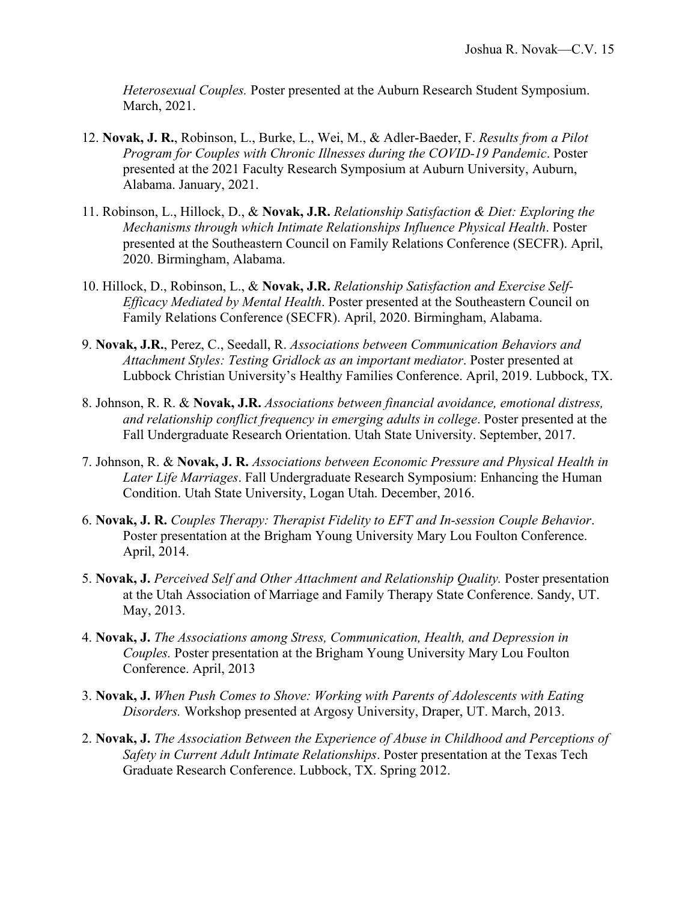*Heterosexual Couples.* Poster presented at the Auburn Research Student Symposium. March, 2021.

12. **Novak, J. R.**, Robinson, L., Burke, L., Wei, M., & Adler-Baeder, F. *Results from a Pilot Program for Couples with Chronic Illnesses during the COVID-19 Pandemic*. Poster presented at the 2021 Faculty Research Symposium at Auburn University, Auburn, Alabama. January, 2021.

11. Robinson, L., Hillock, D., & **Novak, J.R.** *Relationship Satisfaction & Diet: Exploring the Mechanisms through which Intimate Relationships Influence Physical Health*. Poster presented at the Southeastern Council on Family Relations Conference (SECFR). April, 2020. Birmingham, Alabama.

10. Hillock, D., Robinson, L., & **Novak, J.R.** *Relationship Satisfaction and Exercise Self-Efficacy Mediated by Mental Health*. Poster presented at the Southeastern Council on Family Relations Conference (SECFR). April, 2020. Birmingham, Alabama.

9. **Novak, J.R.**, Perez, C., Seedall, R. *Associations between Communication Behaviors and Attachment Styles: Testing Gridlock as an important mediator*. Poster presented at Lubbock Christian University's Healthy Families Conference. April, 2019. Lubbock, TX.

8. Johnson, R. R. & **Novak, J.R.** *Associations between financial avoidance, emotional distress, and relationship conflict frequency in emerging adults in college*. Poster presented at the Fall Undergraduate Research Orientation. Utah State University. September, 2017.

7. Johnson, R. & **Novak, J. R.** *Associations between Economic Pressure and Physical Health in Later Life Marriages*. Fall Undergraduate Research Symposium: Enhancing the Human Condition. Utah State University, Logan Utah. December, 2016.

6. **Novak, J. R.** *Couples Therapy: Therapist Fidelity to EFT and In-session Couple Behavior*. Poster presentation at the Brigham Young University Mary Lou Foulton Conference. April, 2014.

5. **Novak, J.** *Perceived Self and Other Attachment and Relationship Quality.* Poster presentation at the Utah Association of Marriage and Family Therapy State Conference. Sandy, UT. May, 2013.

4. **Novak, J.** *The Associations among Stress, Communication, Health, and Depression in Couples.* Poster presentation at the Brigham Young University Mary Lou Foulton Conference. April, 2013

3. **Novak, J.** *When Push Comes to Shove: Working with Parents of Adolescents with Eating Disorders.* Workshop presented at Argosy University, Draper, UT. March, 2013.

2. **Novak, J.** *The Association Between the Experience of Abuse in Childhood and Perceptions of Safety in Current Adult Intimate Relationships*. Poster presentation at the Texas Tech Graduate Research Conference. Lubbock, TX. Spring 2012.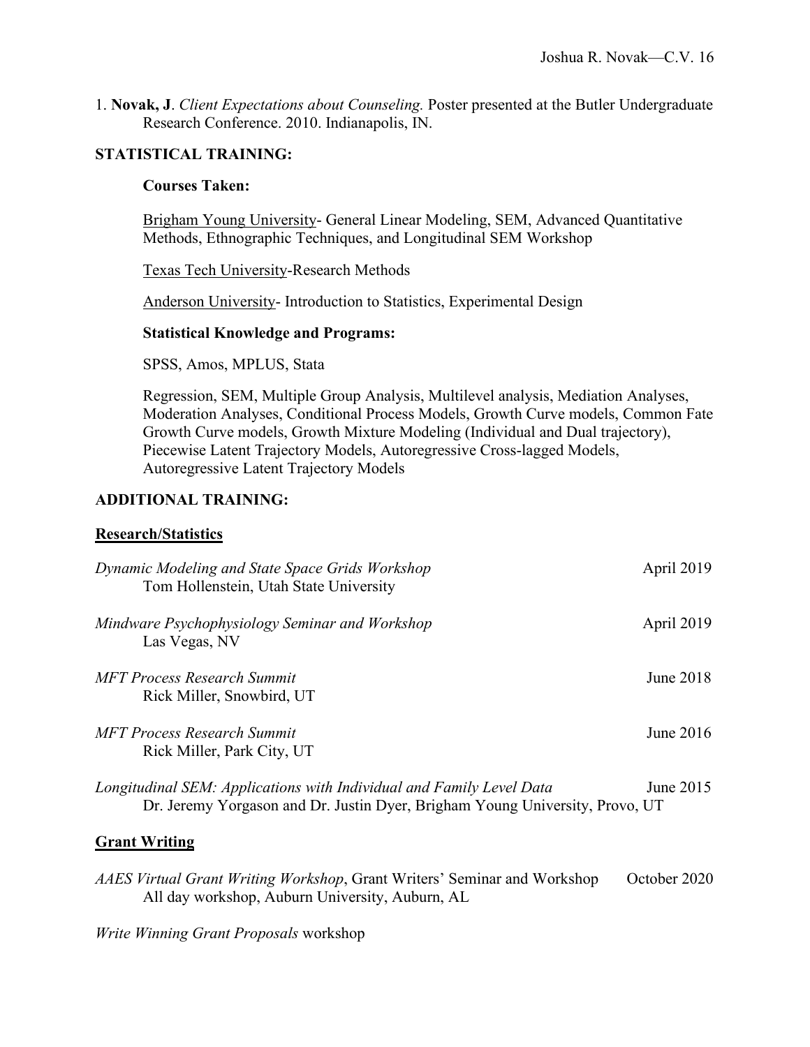1. **Novak, J**. *Client Expectations about Counseling.* Poster presented at the Butler Undergraduate Research Conference. 2010. Indianapolis, IN.

## STATISTICAL TRAINING:

**Courses Taken:**

Brigham Young University- General Linear Modeling, SEM, Advanced Quantitative Methods, Ethnographic Techniques, and Longitudinal SEM Workshop

Texas Tech University-Research Methods

Anderson University- Introduction to Statistics, Experimental Design

**Statistical Knowledge and Programs:**

SPSS, Amos, MPLUS, Stata

Regression, SEM, Multiple Group Analysis, Multilevel analysis, Mediation Analyses, Moderation Analyses, Conditional Process Models, Growth Curve models, Common Fate Growth Curve models, Growth Mixture Modeling (Individual and Dual trajectory), Piecewise Latent Trajectory Models, Autoregressive Cross-lagged Models, Autoregressive Latent Trajectory Models

## ADDITIONAL TRAINING:

### Research/Statistics

*Dynamic Modeling and State Space Grids Workshop* — April 2019
Tom Hollenstein, Utah State University

*Mindware Psychophysiology Seminar and Workshop* — April 2019
Las Vegas, NV

*MFT Process Research Summit* — June 2018
Rick Miller, Snowbird, UT

*MFT Process Research Summit* — June 2016
Rick Miller, Park City, UT

*Longitudinal SEM: Applications with Individual and Family Level Data* — June 2015
Dr. Jeremy Yorgason and Dr. Justin Dyer, Brigham Young University, Provo, UT

### Grant Writing

*AAES Virtual Grant Writing Workshop*, Grant Writers' Seminar and Workshop — October 2020
All day workshop, Auburn University, Auburn, AL

*Write Winning Grant Proposals* workshop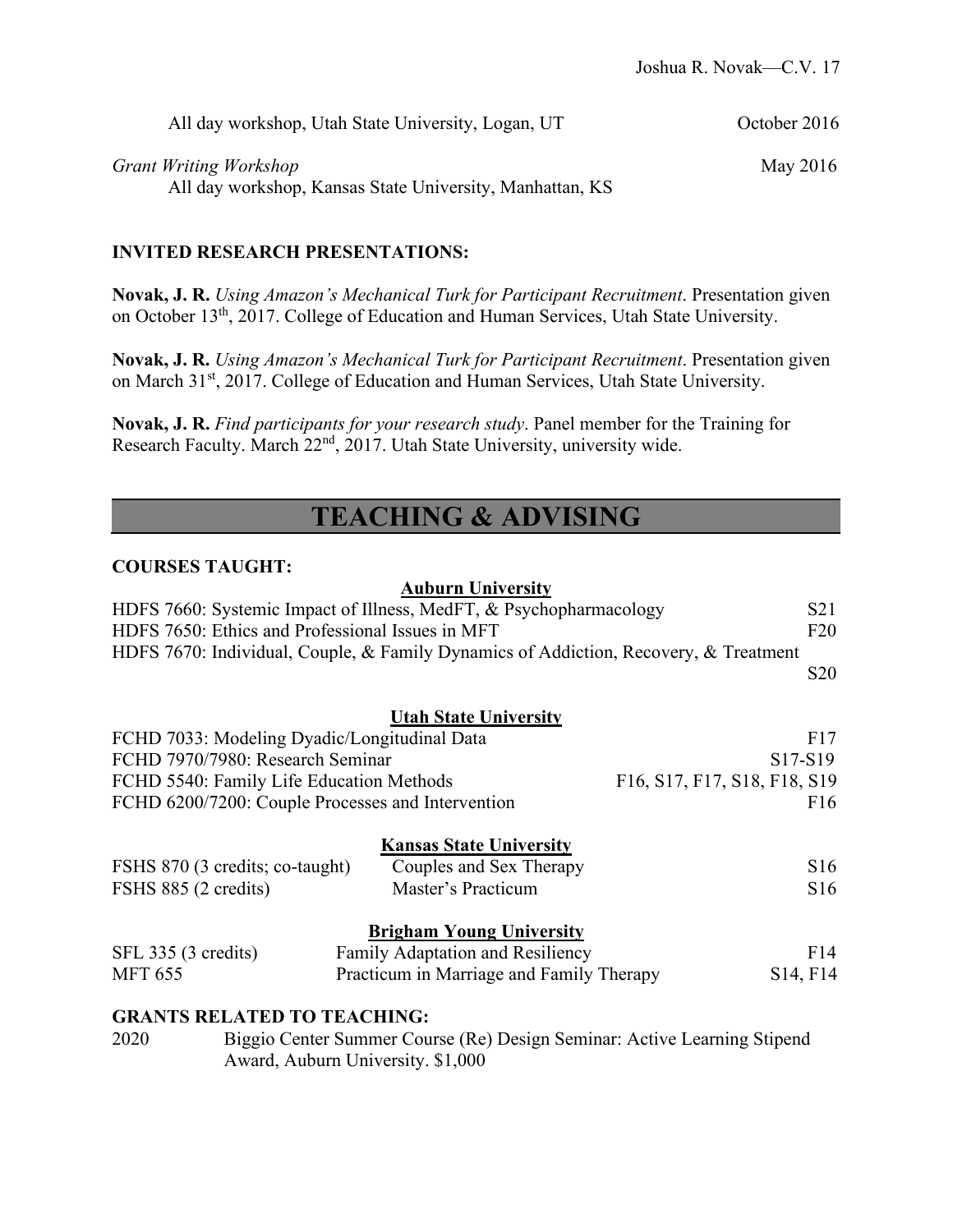All day workshop, Utah State University, Logan, UT October 2016

*Grant Writing Workshop* May 2016
All day workshop, Kansas State University, Manhattan, KS

**INVITED RESEARCH PRESENTATIONS:**

**Novak, J. R.** *Using Amazon's Mechanical Turk for Participant Recruitment*. Presentation given on October 13th, 2017. College of Education and Human Services, Utah State University.

**Novak, J. R.** *Using Amazon's Mechanical Turk for Participant Recruitment*. Presentation given on March 31st, 2017. College of Education and Human Services, Utah State University.

**Novak, J. R.** *Find participants for your research study*. Panel member for the Training for Research Faculty. March 22nd, 2017. Utah State University, university wide.

# TEACHING & ADVISING

**COURSES TAUGHT:**

**Auburn University**

HDFS 7660: Systemic Impact of Illness, MedFT, & Psychopharmacology S21
HDFS 7650: Ethics and Professional Issues in MFT F20
HDFS 7670: Individual, Couple, & Family Dynamics of Addiction, Recovery, & Treatment S20

**Utah State University**

FCHD 7033: Modeling Dyadic/Longitudinal Data F17
FCHD 7970/7980: Research Seminar S17-S19
FCHD 5540: Family Life Education Methods F16, S17, F17, S18, F18, S19
FCHD 6200/7200: Couple Processes and Intervention F16

**Kansas State University**

| | | |
|---|---|---|
| FSHS 870 (3 credits; co-taught) | Couples and Sex Therapy | S16 |
| FSHS 885 (2 credits) | Master's Practicum | S16 |

**Brigham Young University**

| | | |
|---|---|---|
| SFL 335 (3 credits) | Family Adaptation and Resiliency | F14 |
| MFT 655 | Practicum in Marriage and Family Therapy | S14, F14 |

**GRANTS RELATED TO TEACHING:**

2020 Biggio Center Summer Course (Re) Design Seminar: Active Learning Stipend Award, Auburn University. $1,000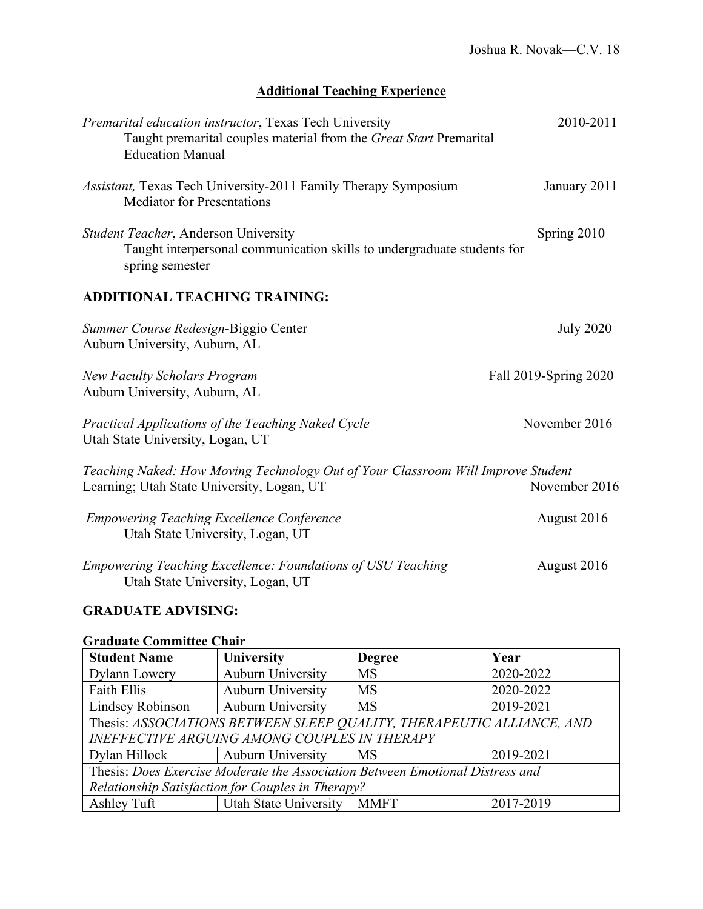## Additional Teaching Experience

*Premarital education instructor*, Texas Tech University — 2010-2011
Taught premarital couples material from the *Great Start* Premarital Education Manual

*Assistant,* Texas Tech University-2011 Family Therapy Symposium — January 2011
Mediator for Presentations

*Student Teacher*, Anderson University — Spring 2010
Taught interpersonal communication skills to undergraduate students for spring semester

### ADDITIONAL TEACHING TRAINING:

*Summer Course Redesign*-Biggio Center — July 2020
Auburn University, Auburn, AL

*New Faculty Scholars Program* — Fall 2019-Spring 2020
Auburn University, Auburn, AL

*Practical Applications of the Teaching Naked Cycle* — November 2016
Utah State University, Logan, UT

*Teaching Naked: How Moving Technology Out of Your Classroom Will Improve Student* Learning; Utah State University, Logan, UT — November 2016

*Empowering Teaching Excellence Conference* — August 2016
Utah State University, Logan, UT

*Empowering Teaching Excellence: Foundations of USU Teaching* — August 2016
Utah State University, Logan, UT

### GRADUATE ADVISING:

**Graduate Committee Chair**

| Student Name | University | Degree | Year |
|---|---|---|---|
| Dylann Lowery | Auburn University | MS | 2020-2022 |
| Faith Ellis | Auburn University | MS | 2020-2022 |
| Lindsey Robinson | Auburn University | MS | 2019-2021 |
| Thesis: *ASSOCIATIONS BETWEEN SLEEP QUALITY, THERAPEUTIC ALLIANCE, AND INEFFECTIVE ARGUING AMONG COUPLES IN THERAPY* | | | |
| Dylan Hillock | Auburn University | MS | 2019-2021 |
| Thesis: *Does Exercise Moderate the Association Between Emotional Distress and Relationship Satisfaction for Couples in Therapy?* | | | |
| Ashley Tuft | Utah State University | MMFT | 2017-2019 |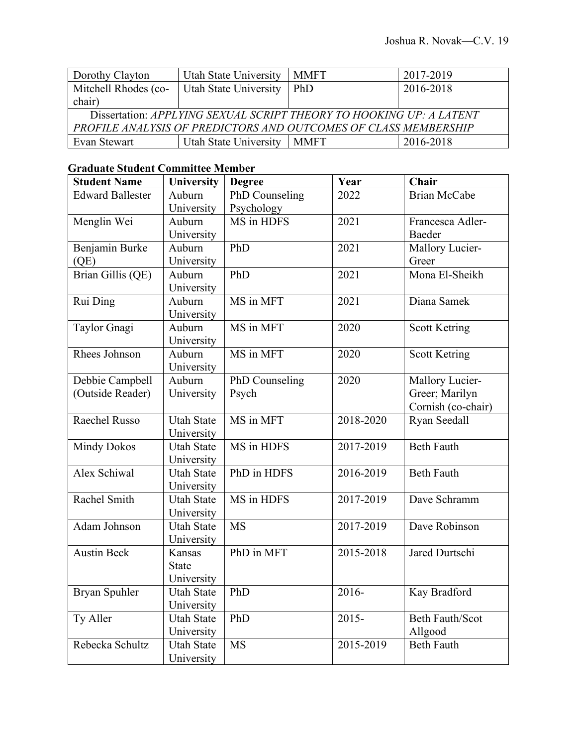| | | | |
|---|---|---|---|
| Dorothy Clayton | Utah State University | MMFT | 2017-2019 |
| Mitchell Rhodes (co-chair) | Utah State University | PhD | 2016-2018 |
| Dissertation: *APPLYING SEXUAL SCRIPT THEORY TO HOOKING UP: A LATENT PROFILE ANALYSIS OF PREDICTORS AND OUTCOMES OF CLASS MEMBERSHIP* | | | |
| Evan Stewart | Utah State University | MMFT | 2016-2018 |

**Graduate Student Committee Member**

| Student Name | University | Degree | Year | Chair |
|---|---|---|---|---|
| Edward Ballester | Auburn University | PhD Counseling Psychology | 2022 | Brian McCabe |
| Menglin Wei | Auburn University | MS in HDFS | 2021 | Francesca Adler-Baeder |
| Benjamin Burke (QE) | Auburn University | PhD | 2021 | Mallory Lucier-Greer |
| Brian Gillis (QE) | Auburn University | PhD | 2021 | Mona El-Sheikh |
| Rui Ding | Auburn University | MS in MFT | 2021 | Diana Samek |
| Taylor Gnagi | Auburn University | MS in MFT | 2020 | Scott Ketring |
| Rhees Johnson | Auburn University | MS in MFT | 2020 | Scott Ketring |
| Debbie Campbell (Outside Reader) | Auburn University | PhD Counseling Psych | 2020 | Mallory Lucier-Greer; Marilyn Cornish (co-chair) |
| Raechel Russo | Utah State University | MS in MFT | 2018-2020 | Ryan Seedall |
| Mindy Dokos | Utah State University | MS in HDFS | 2017-2019 | Beth Fauth |
| Alex Schiwal | Utah State University | PhD in HDFS | 2016-2019 | Beth Fauth |
| Rachel Smith | Utah State University | MS in HDFS | 2017-2019 | Dave Schramm |
| Adam Johnson | Utah State University | MS | 2017-2019 | Dave Robinson |
| Austin Beck | Kansas State University | PhD in MFT | 2015-2018 | Jared Durtschi |
| Bryan Spuhler | Utah State University | PhD | 2016- | Kay Bradford |
| Ty Aller | Utah State University | PhD | 2015- | Beth Fauth/Scot Allgood |
| Rebecka Schultz | Utah State University | MS | 2015-2019 | Beth Fauth |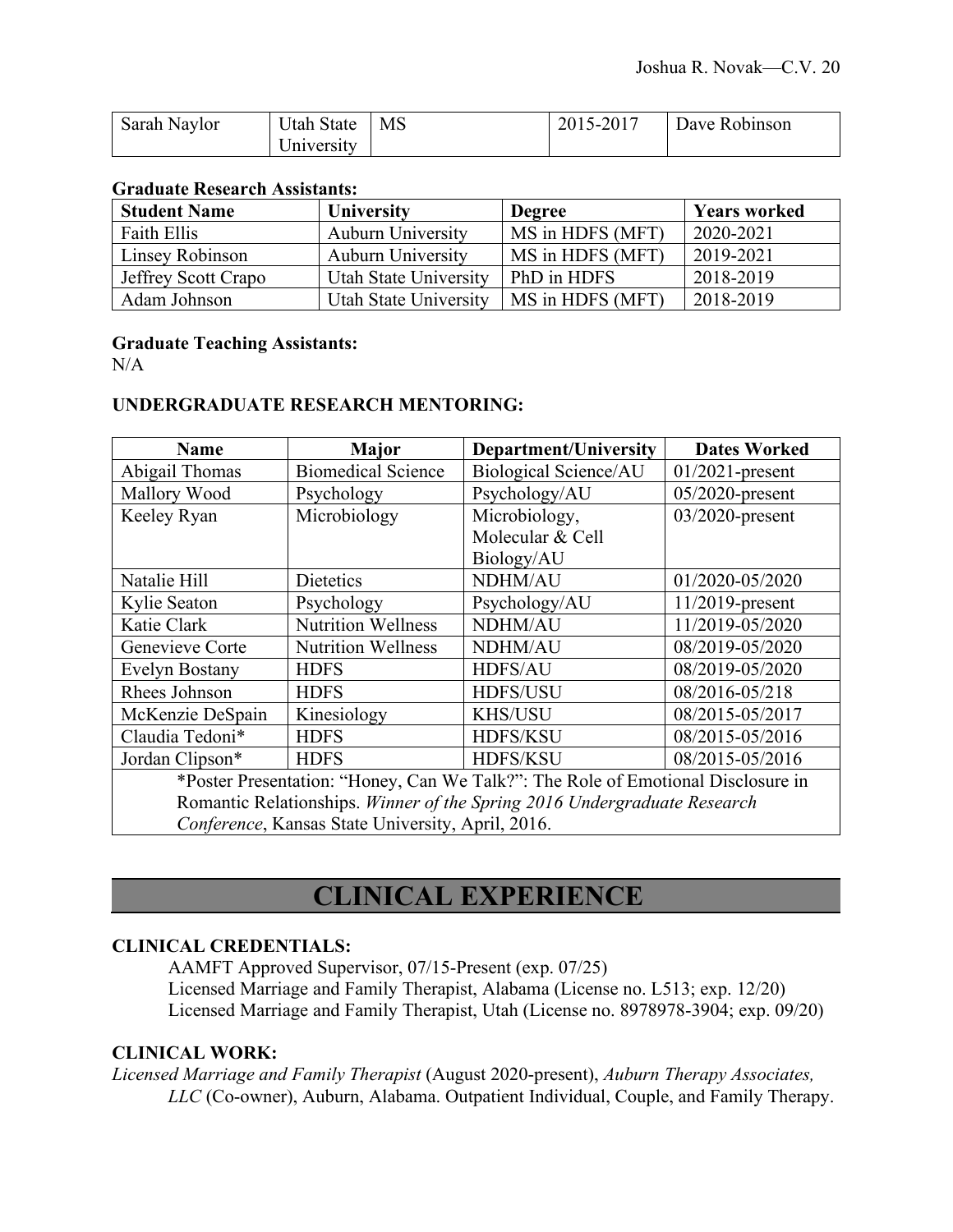| Sarah Naylor | Utah State University | MS | | 2015-2017 | Dave Robinson |
|---|---|---|---|---|---|

**Graduate Research Assistants:**

| Student Name | University | Degree | Years worked |
|---|---|---|---|
| Faith Ellis | Auburn University | MS in HDFS (MFT) | 2020-2021 |
| Linsey Robinson | Auburn University | MS in HDFS (MFT) | 2019-2021 |
| Jeffrey Scott Crapo | Utah State University | PhD in HDFS | 2018-2019 |
| Adam Johnson | Utah State University | MS in HDFS (MFT) | 2018-2019 |

**Graduate Teaching Assistants:**
N/A

**UNDERGRADUATE RESEARCH MENTORING:**

| Name | Major | Department/University | Dates Worked |
|---|---|---|---|
| Abigail Thomas | Biomedical Science | Biological Science/AU | 01/2021-present |
| Mallory Wood | Psychology | Psychology/AU | 05/2020-present |
| Keeley Ryan | Microbiology | Microbiology, Molecular & Cell Biology/AU | 03/2020-present |
| Natalie Hill | Dietetics | NDHM/AU | 01/2020-05/2020 |
| Kylie Seaton | Psychology | Psychology/AU | 11/2019-present |
| Katie Clark | Nutrition Wellness | NDHM/AU | 11/2019-05/2020 |
| Genevieve Corte | Nutrition Wellness | NDHM/AU | 08/2019-05/2020 |
| Evelyn Bostany | HDFS | HDFS/AU | 08/2019-05/2020 |
| Rhees Johnson | HDFS | HDFS/USU | 08/2016-05/218 |
| McKenzie DeSpain | Kinesiology | KHS/USU | 08/2015-05/2017 |
| Claudia Tedoni* | HDFS | HDFS/KSU | 08/2015-05/2016 |
| Jordan Clipson* | HDFS | HDFS/KSU | 08/2015-05/2016 |
| *Poster Presentation: "Honey, Can We Talk?": The Role of Emotional Disclosure in Romantic Relationships. *Winner of the Spring 2016 Undergraduate Research Conference*, Kansas State University, April, 2016. | | | |

# CLINICAL EXPERIENCE

**CLINICAL CREDENTIALS:**

AAMFT Approved Supervisor, 07/15-Present (exp. 07/25)
Licensed Marriage and Family Therapist, Alabama (License no. L513; exp. 12/20)
Licensed Marriage and Family Therapist, Utah (License no. 8978978-3904; exp. 09/20)

**CLINICAL WORK:**

*Licensed Marriage and Family Therapist* (August 2020-present), *Auburn Therapy Associates, LLC* (Co-owner), Auburn, Alabama. Outpatient Individual, Couple, and Family Therapy.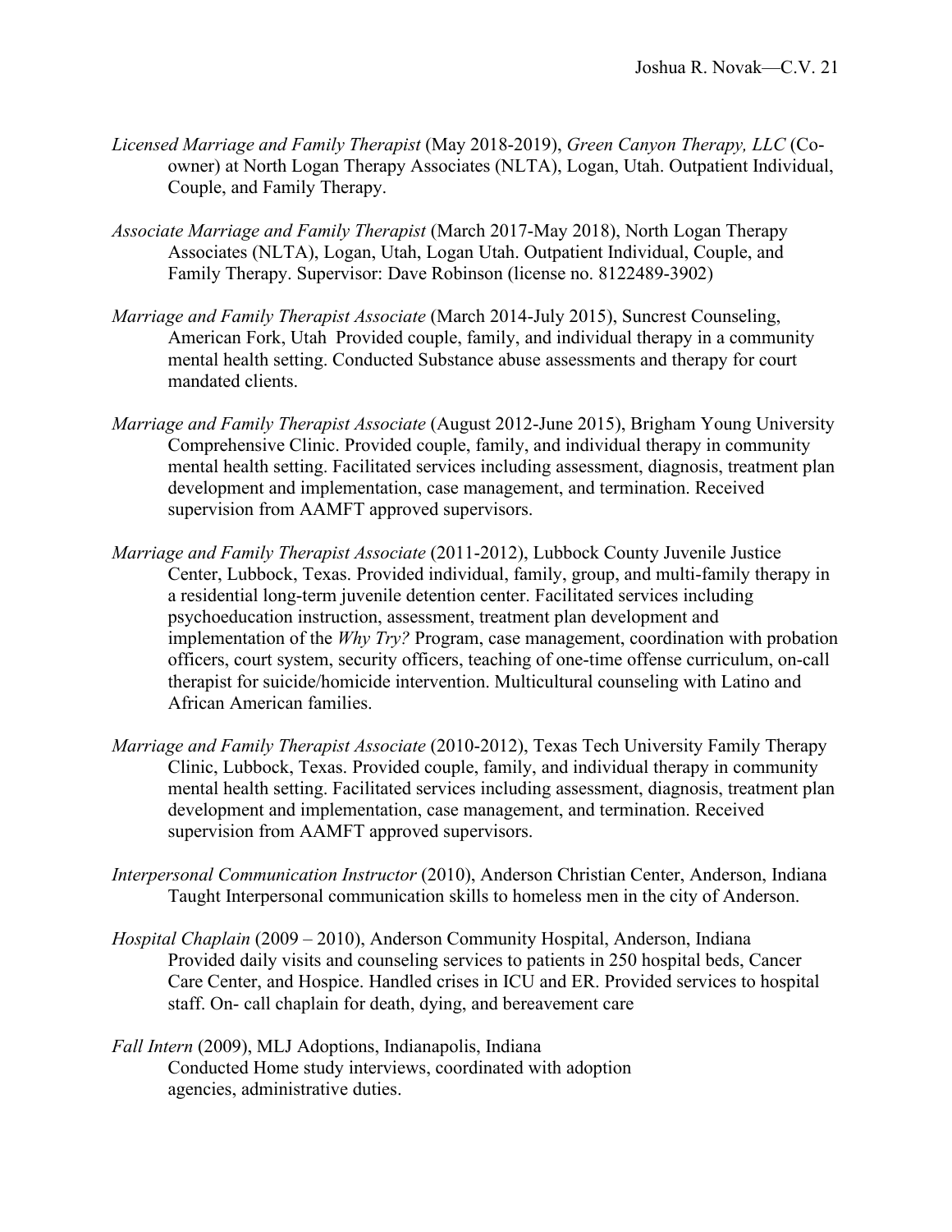*Licensed Marriage and Family Therapist* (May 2018-2019), *Green Canyon Therapy, LLC* (Co-owner) at North Logan Therapy Associates (NLTA), Logan, Utah. Outpatient Individual, Couple, and Family Therapy.

*Associate Marriage and Family Therapist* (March 2017-May 2018), North Logan Therapy Associates (NLTA), Logan, Utah, Logan Utah. Outpatient Individual, Couple, and Family Therapy. Supervisor: Dave Robinson (license no. 8122489-3902)

*Marriage and Family Therapist Associate* (March 2014-July 2015), Suncrest Counseling, American Fork, Utah Provided couple, family, and individual therapy in a community mental health setting. Conducted Substance abuse assessments and therapy for court mandated clients.

*Marriage and Family Therapist Associate* (August 2012-June 2015), Brigham Young University Comprehensive Clinic. Provided couple, family, and individual therapy in community mental health setting. Facilitated services including assessment, diagnosis, treatment plan development and implementation, case management, and termination. Received supervision from AAMFT approved supervisors.

*Marriage and Family Therapist Associate* (2011-2012), Lubbock County Juvenile Justice Center, Lubbock, Texas. Provided individual, family, group, and multi-family therapy in a residential long-term juvenile detention center. Facilitated services including psychoeducation instruction, assessment, treatment plan development and implementation of the *Why Try?* Program, case management, coordination with probation officers, court system, security officers, teaching of one-time offense curriculum, on-call therapist for suicide/homicide intervention. Multicultural counseling with Latino and African American families.

*Marriage and Family Therapist Associate* (2010-2012), Texas Tech University Family Therapy Clinic, Lubbock, Texas. Provided couple, family, and individual therapy in community mental health setting. Facilitated services including assessment, diagnosis, treatment plan development and implementation, case management, and termination. Received supervision from AAMFT approved supervisors.

*Interpersonal Communication Instructor* (2010), Anderson Christian Center, Anderson, Indiana Taught Interpersonal communication skills to homeless men in the city of Anderson.

*Hospital Chaplain* (2009 – 2010), Anderson Community Hospital, Anderson, Indiana Provided daily visits and counseling services to patients in 250 hospital beds, Cancer Care Center, and Hospice. Handled crises in ICU and ER. Provided services to hospital staff. On- call chaplain for death, dying, and bereavement care

*Fall Intern* (2009), MLJ Adoptions, Indianapolis, Indiana Conducted Home study interviews, coordinated with adoption agencies, administrative duties.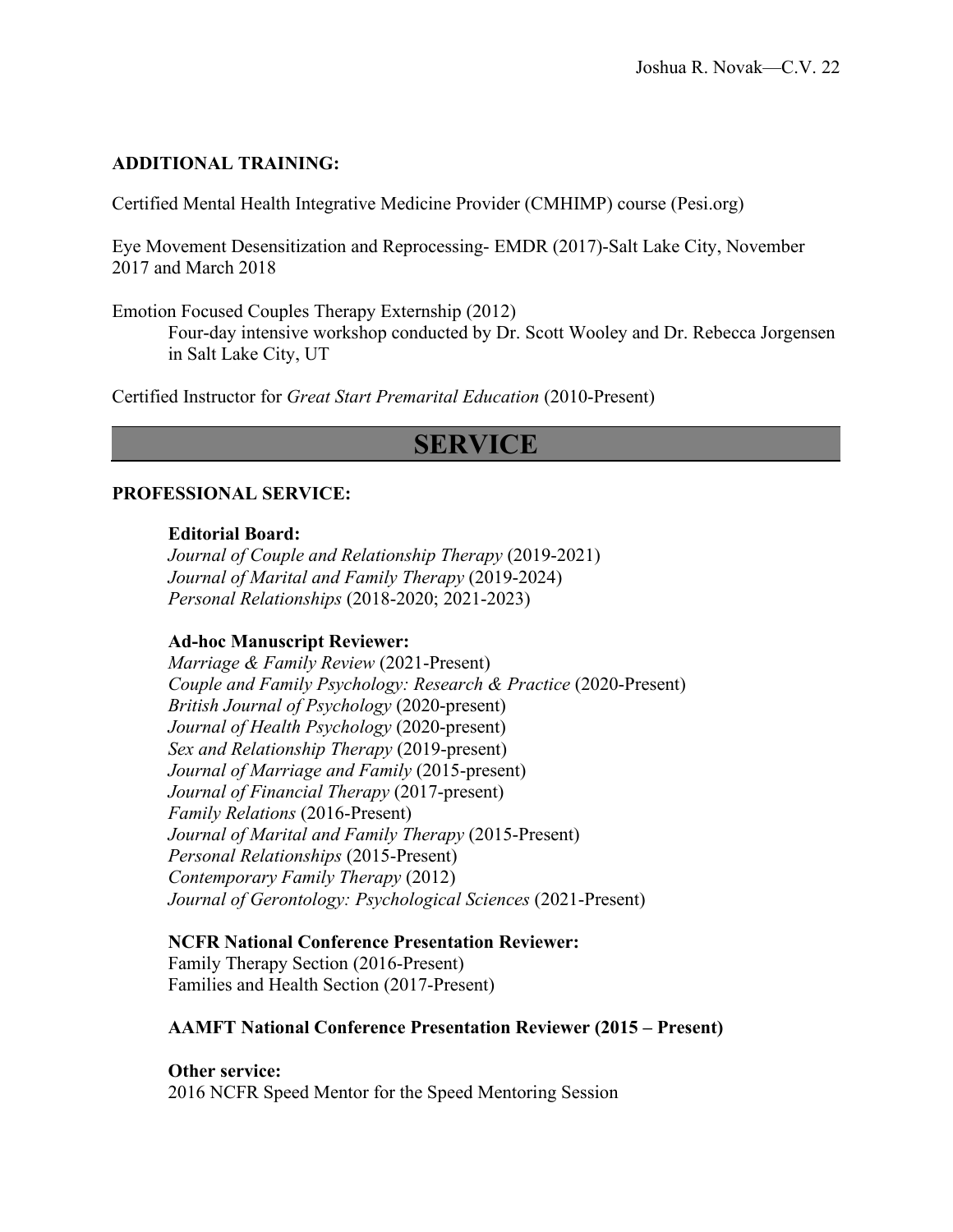**ADDITIONAL TRAINING:**

Certified Mental Health Integrative Medicine Provider (CMHIMP) course (Pesi.org)

Eye Movement Desensitization and Reprocessing- EMDR (2017)-Salt Lake City, November 2017 and March 2018

Emotion Focused Couples Therapy Externship (2012)
Four-day intensive workshop conducted by Dr. Scott Wooley and Dr. Rebecca Jorgensen in Salt Lake City, UT

Certified Instructor for *Great Start Premarital Education* (2010-Present)

# SERVICE

**PROFESSIONAL SERVICE:**

**Editorial Board:**
*Journal of Couple and Relationship Therapy* (2019-2021)
*Journal of Marital and Family Therapy* (2019-2024)
*Personal Relationships* (2018-2020; 2021-2023)

**Ad-hoc Manuscript Reviewer:**
*Marriage & Family Review* (2021-Present)
*Couple and Family Psychology: Research & Practice* (2020-Present)
*British Journal of Psychology* (2020-present)
*Journal of Health Psychology* (2020-present)
*Sex and Relationship Therapy* (2019-present)
*Journal of Marriage and Family* (2015-present)
*Journal of Financial Therapy* (2017-present)
*Family Relations* (2016-Present)
*Journal of Marital and Family Therapy* (2015-Present)
*Personal Relationships* (2015-Present)
*Contemporary Family Therapy* (2012)
*Journal of Gerontology: Psychological Sciences* (2021-Present)

**NCFR National Conference Presentation Reviewer:**
Family Therapy Section (2016-Present)
Families and Health Section (2017-Present)

**AAMFT National Conference Presentation Reviewer (2015 – Present)**

**Other service:**
2016 NCFR Speed Mentor for the Speed Mentoring Session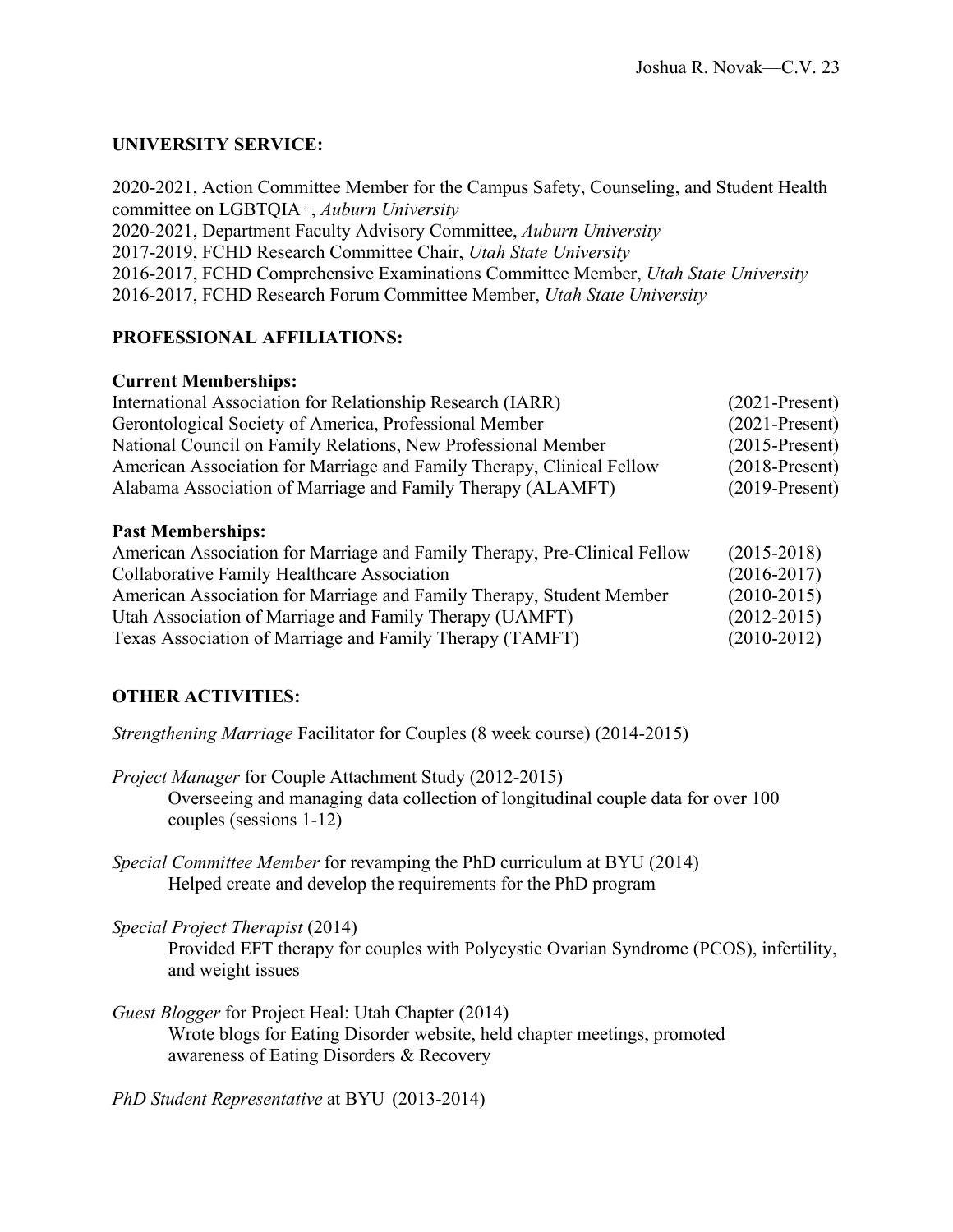## UNIVERSITY SERVICE:

2020-2021, Action Committee Member for the Campus Safety, Counseling, and Student Health committee on LGBTQIA+, *Auburn University*
2020-2021, Department Faculty Advisory Committee, *Auburn University*
2017-2019, FCHD Research Committee Chair, *Utah State University*
2016-2017, FCHD Comprehensive Examinations Committee Member, *Utah State University*
2016-2017, FCHD Research Forum Committee Member, *Utah State University*

## PROFESSIONAL AFFILIATIONS:

### Current Memberships:

| | |
|---|---|
| International Association for Relationship Research (IARR) | (2021-Present) |
| Gerontological Society of America, Professional Member | (2021-Present) |
| National Council on Family Relations, New Professional Member | (2015-Present) |
| American Association for Marriage and Family Therapy, Clinical Fellow | (2018-Present) |
| Alabama Association of Marriage and Family Therapy (ALAMFT) | (2019-Present) |

### Past Memberships:

| | |
|---|---|
| American Association for Marriage and Family Therapy, Pre-Clinical Fellow | (2015-2018) |
| Collaborative Family Healthcare Association | (2016-2017) |
| American Association for Marriage and Family Therapy, Student Member | (2010-2015) |
| Utah Association of Marriage and Family Therapy (UAMFT) | (2012-2015) |
| Texas Association of Marriage and Family Therapy (TAMFT) | (2010-2012) |

## OTHER ACTIVITIES:

*Strengthening Marriage* Facilitator for Couples (8 week course) (2014-2015)

*Project Manager* for Couple Attachment Study (2012-2015)
Overseeing and managing data collection of longitudinal couple data for over 100 couples (sessions 1-12)

*Special Committee Member* for revamping the PhD curriculum at BYU (2014)
Helped create and develop the requirements for the PhD program

*Special Project Therapist* (2014)
Provided EFT therapy for couples with Polycystic Ovarian Syndrome (PCOS), infertility, and weight issues

*Guest Blogger* for Project Heal: Utah Chapter (2014)
Wrote blogs for Eating Disorder website, held chapter meetings, promoted awareness of Eating Disorders & Recovery

*PhD Student Representative* at BYU (2013-2014)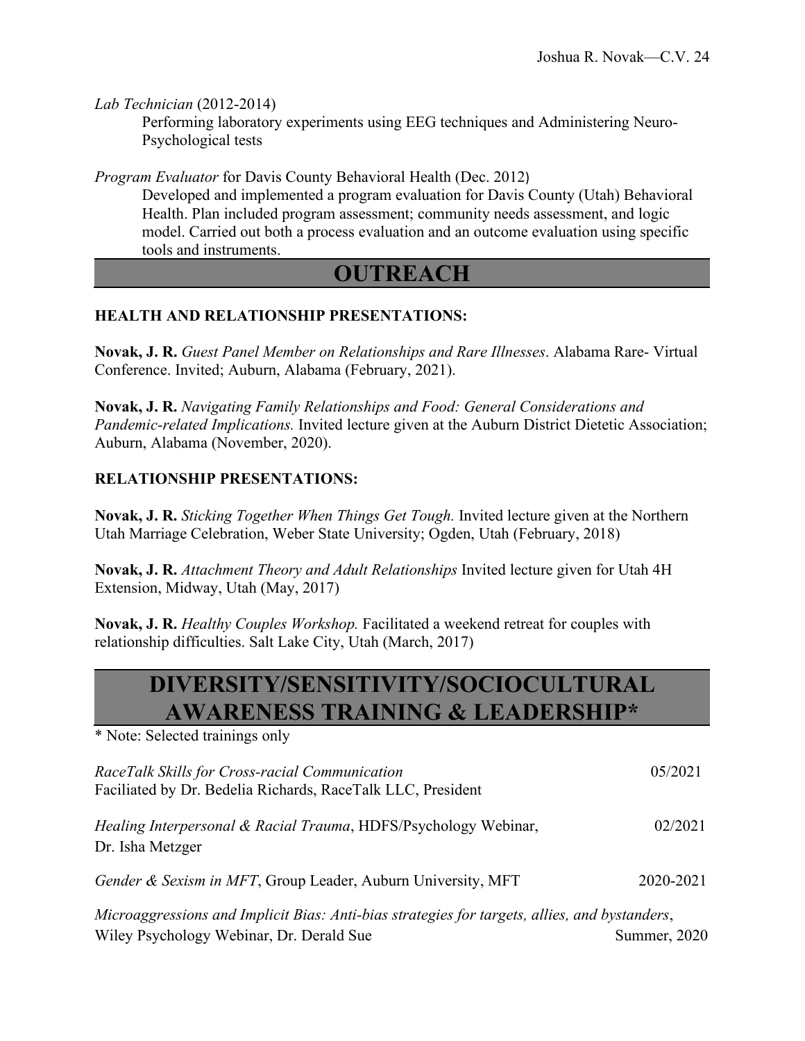*Lab Technician* (2012-2014)

Performing laboratory experiments using EEG techniques and Administering Neuro-Psychological tests

*Program Evaluator* for Davis County Behavioral Health (Dec. 2012)

Developed and implemented a program evaluation for Davis County (Utah) Behavioral Health. Plan included program assessment; community needs assessment, and logic model. Carried out both a process evaluation and an outcome evaluation using specific tools and instruments.

# OUTREACH

**HEALTH AND RELATIONSHIP PRESENTATIONS:**

**Novak, J. R.** *Guest Panel Member on Relationships and Rare Illnesses*. Alabama Rare- Virtual Conference. Invited; Auburn, Alabama (February, 2021).

**Novak, J. R.** *Navigating Family Relationships and Food: General Considerations and Pandemic-related Implications.* Invited lecture given at the Auburn District Dietetic Association; Auburn, Alabama (November, 2020).

**RELATIONSHIP PRESENTATIONS:**

**Novak, J. R.** *Sticking Together When Things Get Tough.* Invited lecture given at the Northern Utah Marriage Celebration, Weber State University; Ogden, Utah (February, 2018)

**Novak, J. R.** *Attachment Theory and Adult Relationships* Invited lecture given for Utah 4H Extension, Midway, Utah (May, 2017)

**Novak, J. R.** *Healthy Couples Workshop.* Facilitated a weekend retreat for couples with relationship difficulties. Salt Lake City, Utah (March, 2017)

# DIVERSITY/SENSITIVITY/SOCIOCULTURAL AWARENESS TRAINING & LEADERSHIP*

* Note: Selected trainings only

*RaceTalk Skills for Cross-racial Communication* — 05/2021
Faciliated by Dr. Bedelia Richards, RaceTalk LLC, President

*Healing Interpersonal & Racial Trauma*, HDFS/Psychology Webinar, Dr. Isha Metzger — 02/2021

*Gender & Sexism in MFT*, Group Leader, Auburn University, MFT — 2020-2021

*Microaggressions and Implicit Bias: Anti-bias strategies for targets, allies, and bystanders*, Wiley Psychology Webinar, Dr. Derald Sue — Summer, 2020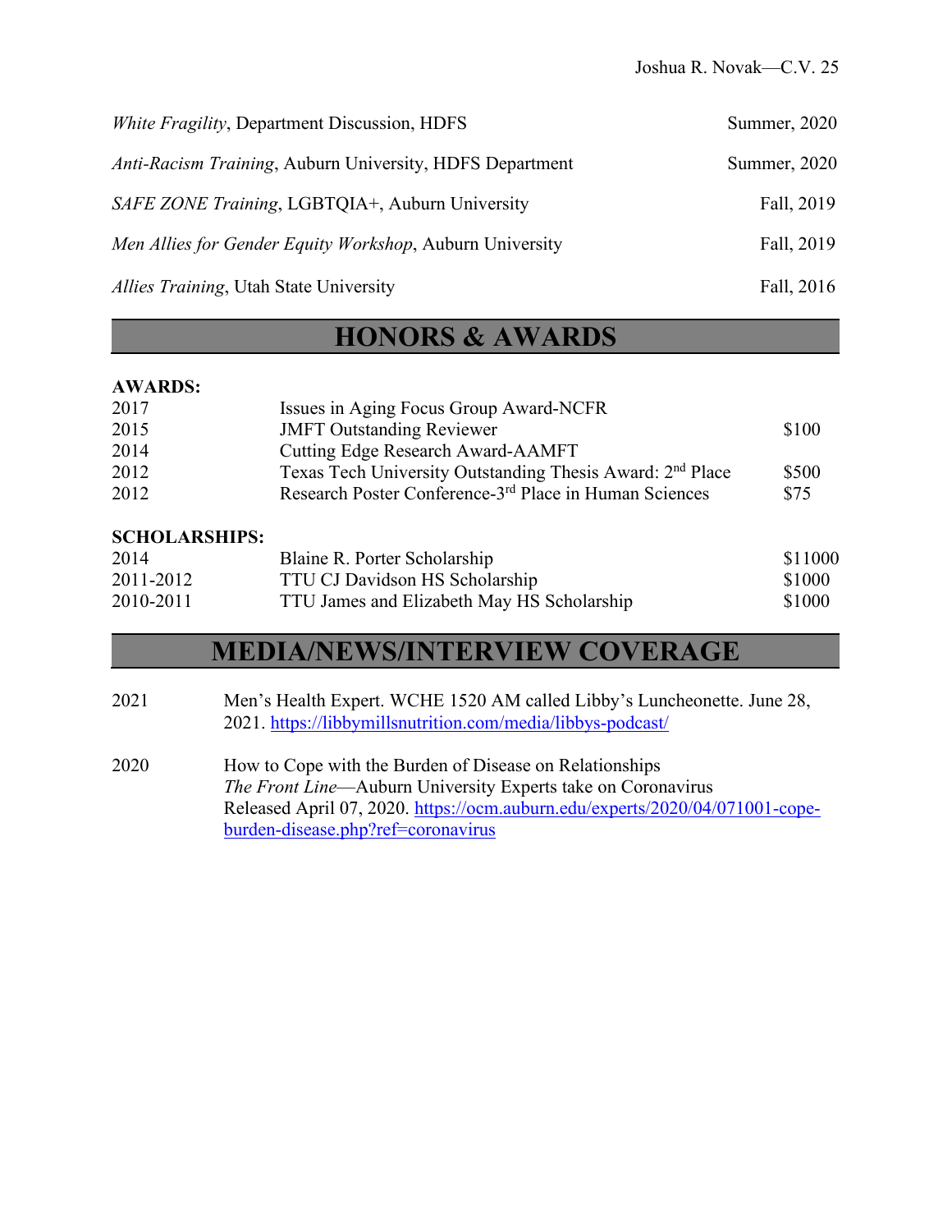| | |
|---|---|
| *White Fragility*, Department Discussion, HDFS | Summer, 2020 |
| *Anti-Racism Training*, Auburn University, HDFS Department | Summer, 2020 |
| *SAFE ZONE Training*, LGBTQIA+, Auburn University | Fall, 2019 |
| *Men Allies for Gender Equity Workshop*, Auburn University | Fall, 2019 |
| *Allies Training*, Utah State University | Fall, 2016 |

# HONORS & AWARDS

**AWARDS:**

| | | |
|---|---|---|
| 2017 | Issues in Aging Focus Group Award-NCFR | |
| 2015 | JMFT Outstanding Reviewer | $100 |
| 2014 | Cutting Edge Research Award-AAMFT | |
| 2012 | Texas Tech University Outstanding Thesis Award: 2nd Place | $500 |
| 2012 | Research Poster Conference-3rd Place in Human Sciences | $75 |

**SCHOLARSHIPS:**

| | | |
|---|---|---|
| 2014 | Blaine R. Porter Scholarship | $11000 |
| 2011-2012 | TTU CJ Davidson HS Scholarship | $1000 |
| 2010-2011 | TTU James and Elizabeth May HS Scholarship | $1000 |

# MEDIA/NEWS/INTERVIEW COVERAGE

2021 Men's Health Expert. WCHE 1520 AM called Libby's Luncheonette. June 28, 2021. https://libbymillsnutrition.com/media/libbys-podcast/

2020 How to Cope with the Burden of Disease on Relationships
*The Front Line*—Auburn University Experts take on Coronavirus
Released April 07, 2020. https://ocm.auburn.edu/experts/2020/04/071001-cope-burden-disease.php?ref=coronavirus